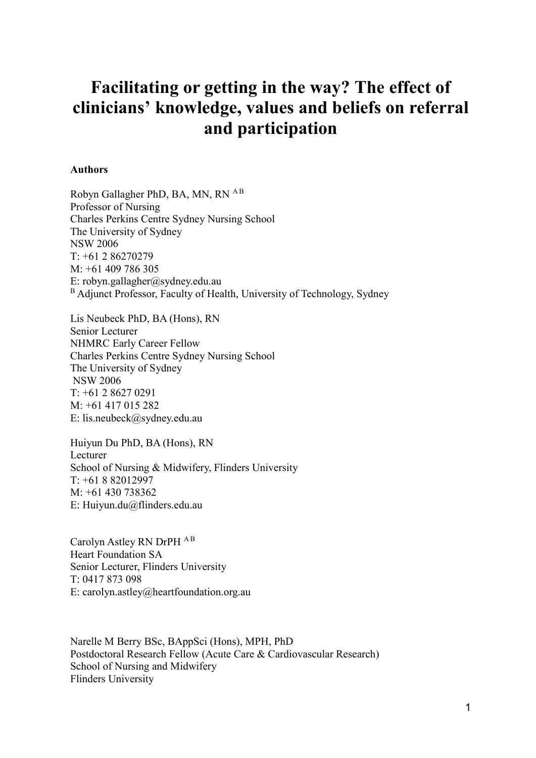# Facilitating or getting in the way? The effect of clinicians' knowledge, values and beliefs on referral and participation

**Authors**

Robyn Gallagher PhD, BA, MN, RN [A B]
Professor of Nursing
Charles Perkins Centre Sydney Nursing School
The University of Sydney
NSW 2006
T: +61 2 86270279
M: +61 409 786 305
E: robyn.gallagher@sydney.edu.au
[B] Adjunct Professor, Faculty of Health, University of Technology, Sydney

Lis Neubeck PhD, BA (Hons), RN
Senior Lecturer
NHMRC Early Career Fellow
Charles Perkins Centre Sydney Nursing School
The University of Sydney
NSW 2006
T: +61 2 8627 0291
M: +61 417 015 282
E: lis.neubeck@sydney.edu.au

Huiyun Du PhD, BA (Hons), RN
Lecturer
School of Nursing & Midwifery, Flinders University
T: +61 8 82012997
M: +61 430 738362
E: Huiyun.du@flinders.edu.au

Carolyn Astley RN DrPH [A B]
Heart Foundation SA
Senior Lecturer, Flinders University
T: 0417 873 098
E: carolyn.astley@heartfoundation.org.au

Narelle M Berry BSc, BAppSci (Hons), MPH, PhD
Postdoctoral Research Fellow (Acute Care & Cardiovascular Research)
School of Nursing and Midwifery
Flinders University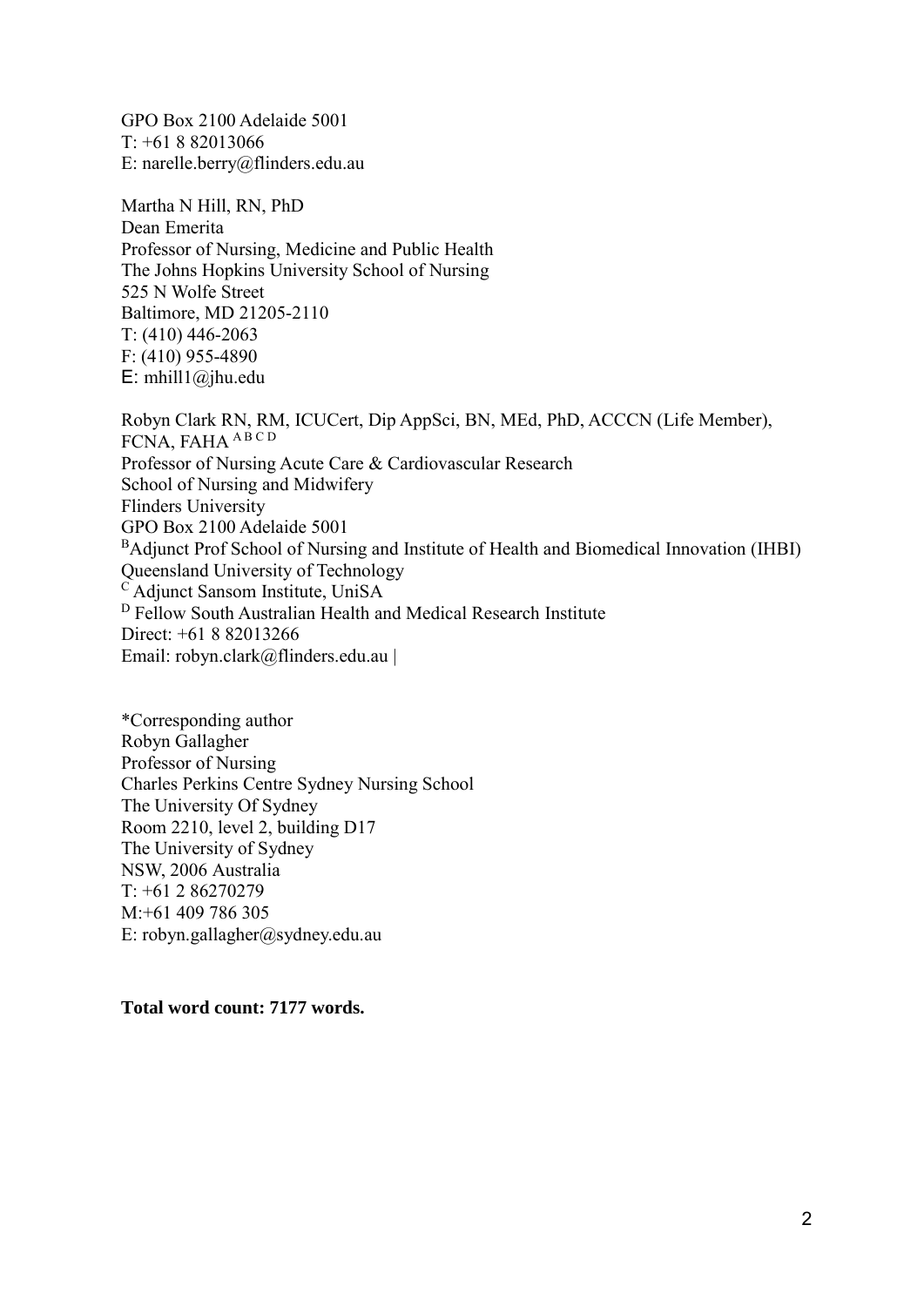GPO Box 2100 Adelaide 5001
T: +61 8 82013066
E: narelle.berry@flinders.edu.au

Martha N Hill, RN, PhD
Dean Emerita
Professor of Nursing, Medicine and Public Health
The Johns Hopkins University School of Nursing
525 N Wolfe Street
Baltimore, MD 21205-2110
T: (410) 446-2063
F: (410) 955-4890
E: mhill1@jhu.edu

Robyn Clark RN, RM, ICUCert, Dip AppSci, BN, MEd, PhD, ACCCN (Life Member), FCNA, FAHA [A B C D]
Professor of Nursing Acute Care & Cardiovascular Research
School of Nursing and Midwifery
Flinders University
GPO Box 2100 Adelaide 5001
[B]Adjunct Prof School of Nursing and Institute of Health and Biomedical Innovation (IHBI) Queensland University of Technology
[C] Adjunct Sansom Institute, UniSA
[D] Fellow South Australian Health and Medical Research Institute
Direct: +61 8 82013266
Email: robyn.clark@flinders.edu.au |

*Corresponding author
Robyn Gallagher
Professor of Nursing
Charles Perkins Centre Sydney Nursing School
The University Of Sydney
Room 2210, level 2, building D17
The University of Sydney
NSW, 2006 Australia
T: +61 2 86270279
M:+61 409 786 305
E: robyn.gallagher@sydney.edu.au

**Total word count: 7177 words.**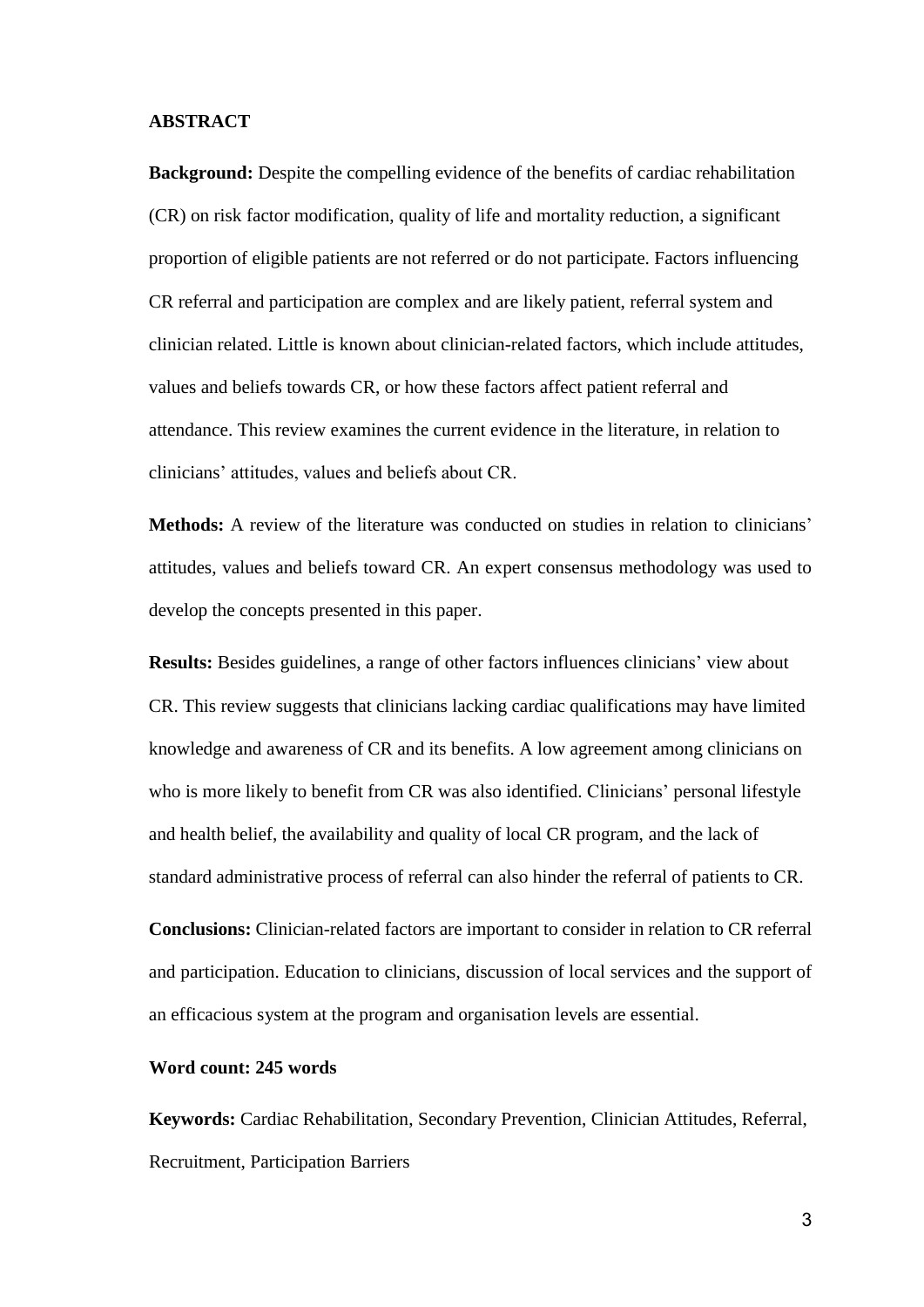## ABSTRACT

**Background:** Despite the compelling evidence of the benefits of cardiac rehabilitation (CR) on risk factor modification, quality of life and mortality reduction, a significant proportion of eligible patients are not referred or do not participate. Factors influencing CR referral and participation are complex and are likely patient, referral system and clinician related. Little is known about clinician-related factors, which include attitudes, values and beliefs towards CR, or how these factors affect patient referral and attendance. This review examines the current evidence in the literature, in relation to clinicians' attitudes, values and beliefs about CR.

**Methods:** A review of the literature was conducted on studies in relation to clinicians' attitudes, values and beliefs toward CR. An expert consensus methodology was used to develop the concepts presented in this paper.

**Results:** Besides guidelines, a range of other factors influences clinicians' view about CR. This review suggests that clinicians lacking cardiac qualifications may have limited knowledge and awareness of CR and its benefits. A low agreement among clinicians on who is more likely to benefit from CR was also identified. Clinicians' personal lifestyle and health belief, the availability and quality of local CR program, and the lack of standard administrative process of referral can also hinder the referral of patients to CR.

**Conclusions:** Clinician-related factors are important to consider in relation to CR referral and participation. Education to clinicians, discussion of local services and the support of an efficacious system at the program and organisation levels are essential.

**Word count: 245 words**

**Keywords:** Cardiac Rehabilitation, Secondary Prevention, Clinician Attitudes, Referral, Recruitment, Participation Barriers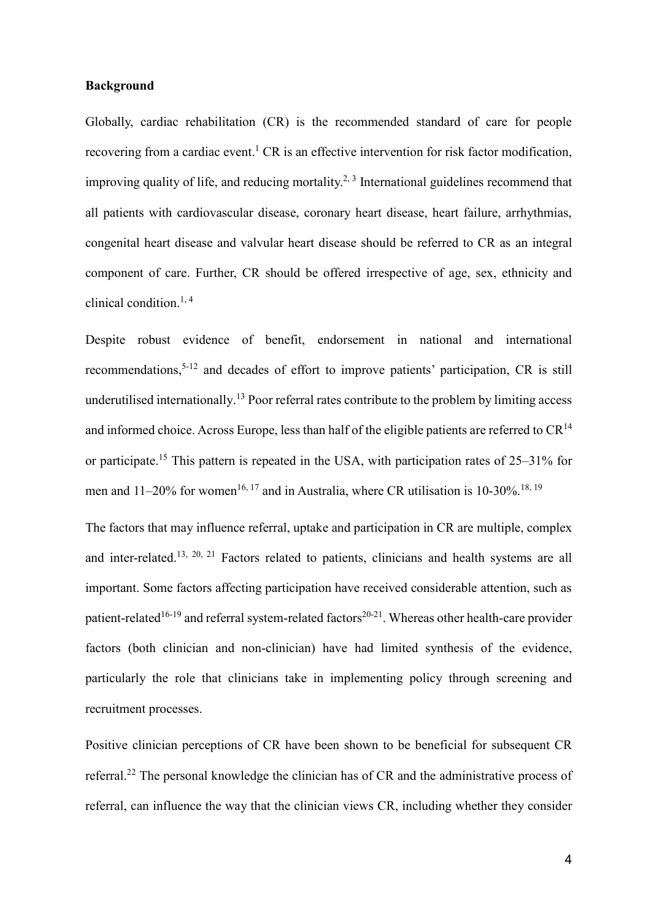## Background

Globally, cardiac rehabilitation (CR) is the recommended standard of care for people recovering from a cardiac event.[1] CR is an effective intervention for risk factor modification, improving quality of life, and reducing mortality.[2, 3] International guidelines recommend that all patients with cardiovascular disease, coronary heart disease, heart failure, arrhythmias, congenital heart disease and valvular heart disease should be referred to CR as an integral component of care. Further, CR should be offered irrespective of age, sex, ethnicity and clinical condition.[1, 4]

Despite robust evidence of benefit, endorsement in national and international recommendations,[5-12] and decades of effort to improve patients' participation, CR is still underutilised internationally.[13] Poor referral rates contribute to the problem by limiting access and informed choice. Across Europe, less than half of the eligible patients are referred to CR[14] or participate.[15] This pattern is repeated in the USA, with participation rates of 25–31% for men and 11–20% for women[16, 17] and in Australia, where CR utilisation is 10-30%.[18, 19]

The factors that may influence referral, uptake and participation in CR are multiple, complex and inter-related.[13, 20, 21] Factors related to patients, clinicians and health systems are all important. Some factors affecting participation have received considerable attention, such as patient-related[16-19] and referral system-related factors[20-21]. Whereas other health-care provider factors (both clinician and non-clinician) have had limited synthesis of the evidence, particularly the role that clinicians take in implementing policy through screening and recruitment processes.

Positive clinician perceptions of CR have been shown to be beneficial for subsequent CR referral.[22] The personal knowledge the clinician has of CR and the administrative process of referral, can influence the way that the clinician views CR, including whether they consider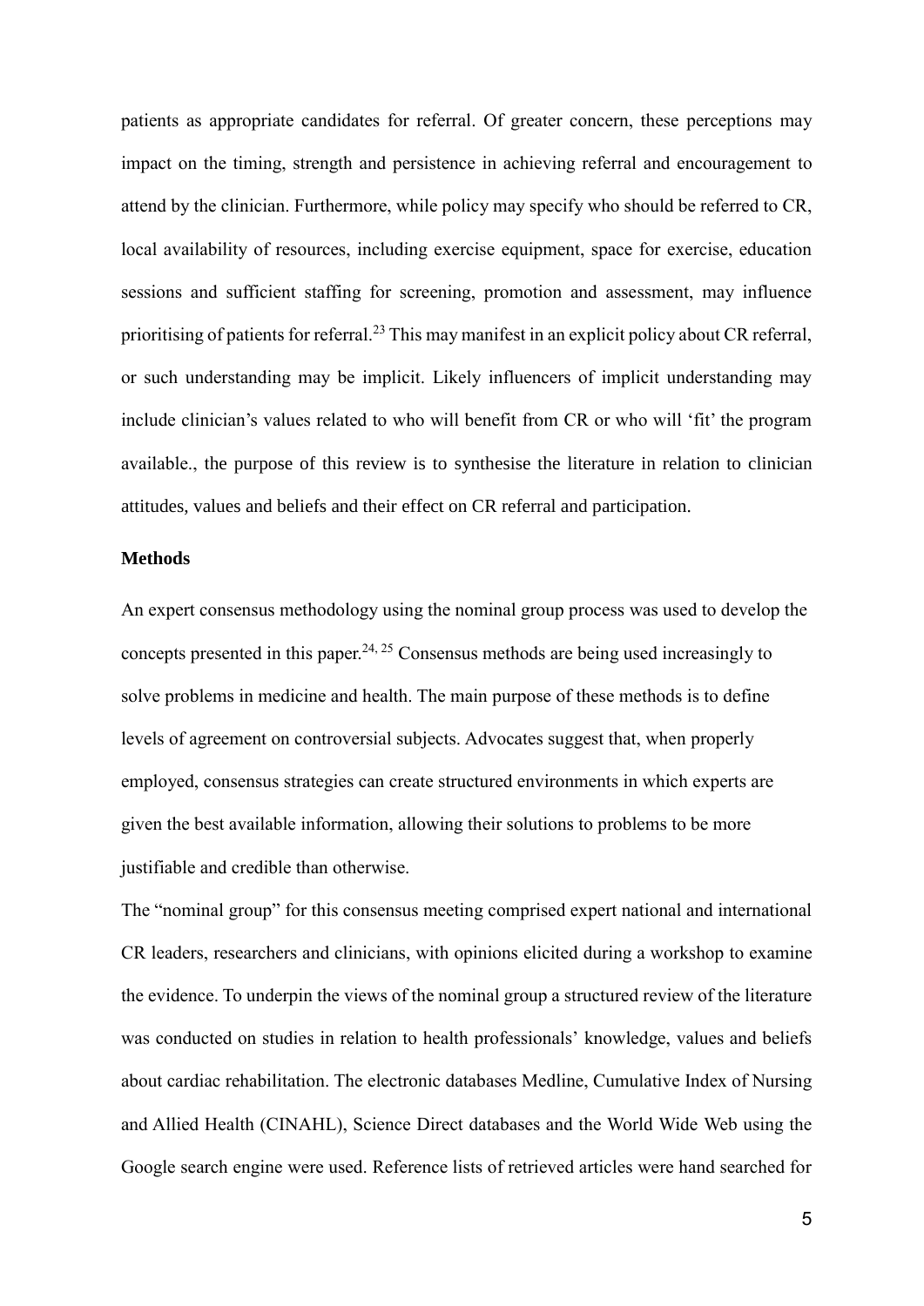patients as appropriate candidates for referral. Of greater concern, these perceptions may impact on the timing, strength and persistence in achieving referral and encouragement to attend by the clinician. Furthermore, while policy may specify who should be referred to CR, local availability of resources, including exercise equipment, space for exercise, education sessions and sufficient staffing for screening, promotion and assessment, may influence prioritising of patients for referral.[23] This may manifest in an explicit policy about CR referral, or such understanding may be implicit. Likely influencers of implicit understanding may include clinician's values related to who will benefit from CR or who will 'fit' the program available., the purpose of this review is to synthesise the literature in relation to clinician attitudes, values and beliefs and their effect on CR referral and participation.

## Methods

An expert consensus methodology using the nominal group process was used to develop the concepts presented in this paper.[24, 25] Consensus methods are being used increasingly to solve problems in medicine and health. The main purpose of these methods is to define levels of agreement on controversial subjects. Advocates suggest that, when properly employed, consensus strategies can create structured environments in which experts are given the best available information, allowing their solutions to problems to be more justifiable and credible than otherwise.

The "nominal group" for this consensus meeting comprised expert national and international CR leaders, researchers and clinicians, with opinions elicited during a workshop to examine the evidence. To underpin the views of the nominal group a structured review of the literature was conducted on studies in relation to health professionals' knowledge, values and beliefs about cardiac rehabilitation. The electronic databases Medline, Cumulative Index of Nursing and Allied Health (CINAHL), Science Direct databases and the World Wide Web using the Google search engine were used. Reference lists of retrieved articles were hand searched for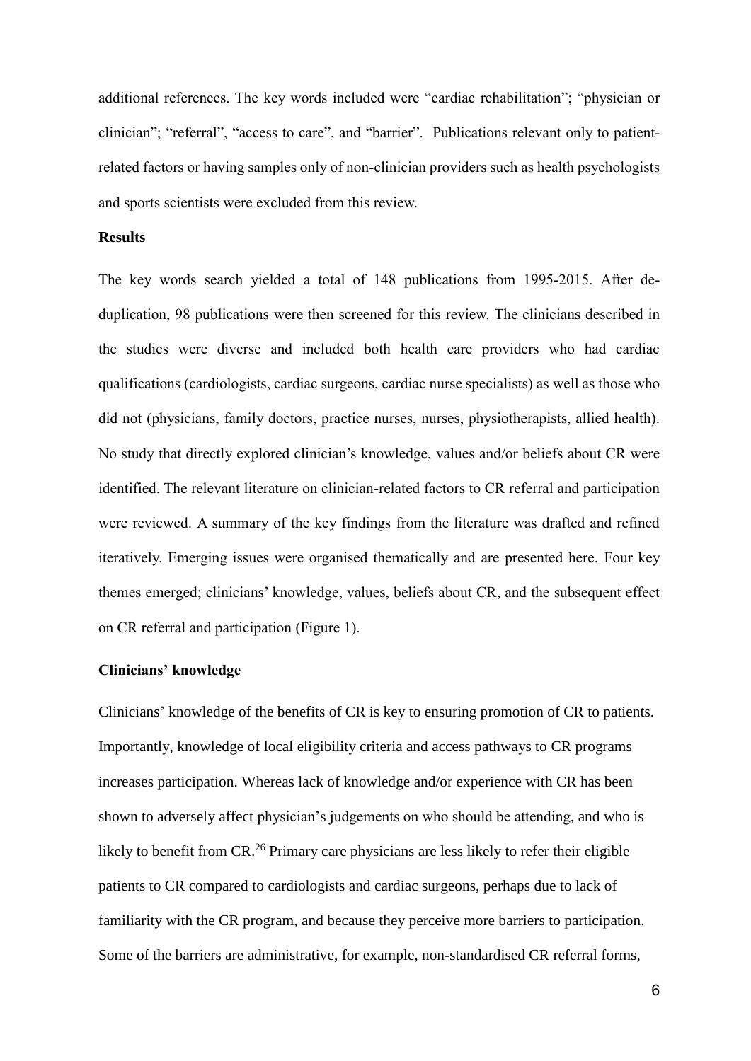additional references. The key words included were "cardiac rehabilitation"; "physician or clinician"; "referral", "access to care", and "barrier". Publications relevant only to patient-related factors or having samples only of non-clinician providers such as health psychologists and sports scientists were excluded from this review.

## Results

The key words search yielded a total of 148 publications from 1995-2015. After de-duplication, 98 publications were then screened for this review. The clinicians described in the studies were diverse and included both health care providers who had cardiac qualifications (cardiologists, cardiac surgeons, cardiac nurse specialists) as well as those who did not (physicians, family doctors, practice nurses, nurses, physiotherapists, allied health). No study that directly explored clinician's knowledge, values and/or beliefs about CR were identified. The relevant literature on clinician-related factors to CR referral and participation were reviewed. A summary of the key findings from the literature was drafted and refined iteratively. Emerging issues were organised thematically and are presented here. Four key themes emerged; clinicians' knowledge, values, beliefs about CR, and the subsequent effect on CR referral and participation (Figure 1).

### Clinicians' knowledge

Clinicians' knowledge of the benefits of CR is key to ensuring promotion of CR to patients. Importantly, knowledge of local eligibility criteria and access pathways to CR programs increases participation. Whereas lack of knowledge and/or experience with CR has been shown to adversely affect physician's judgements on who should be attending, and who is likely to benefit from CR.[26] Primary care physicians are less likely to refer their eligible patients to CR compared to cardiologists and cardiac surgeons, perhaps due to lack of familiarity with the CR program, and because they perceive more barriers to participation. Some of the barriers are administrative, for example, non-standardised CR referral forms,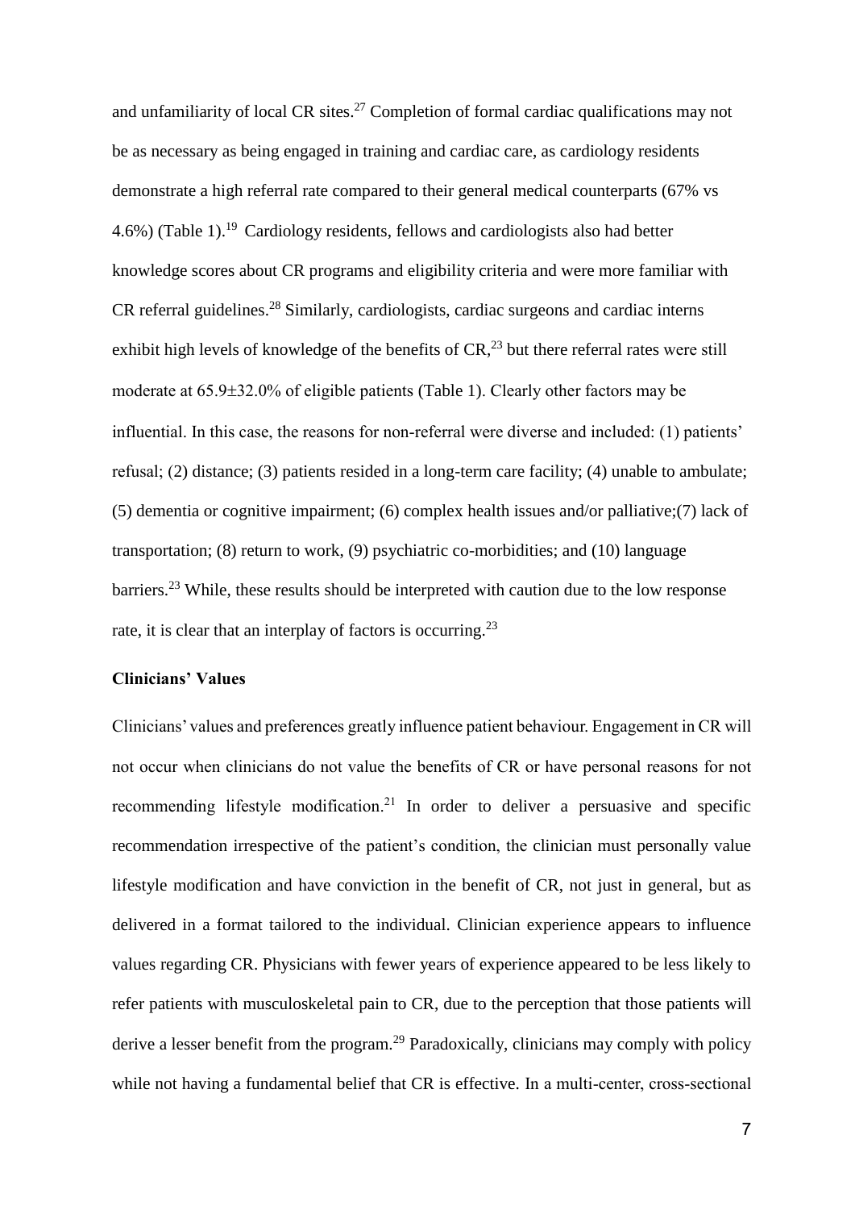and unfamiliarity of local CR sites.[27] Completion of formal cardiac qualifications may not be as necessary as being engaged in training and cardiac care, as cardiology residents demonstrate a high referral rate compared to their general medical counterparts (67% vs 4.6%) (Table 1).[19] Cardiology residents, fellows and cardiologists also had better knowledge scores about CR programs and eligibility criteria and were more familiar with CR referral guidelines.[28] Similarly, cardiologists, cardiac surgeons and cardiac interns exhibit high levels of knowledge of the benefits of CR,[23] but there referral rates were still moderate at 65.9±32.0% of eligible patients (Table 1). Clearly other factors may be influential. In this case, the reasons for non-referral were diverse and included: (1) patients' refusal; (2) distance; (3) patients resided in a long-term care facility; (4) unable to ambulate; (5) dementia or cognitive impairment; (6) complex health issues and/or palliative;(7) lack of transportation; (8) return to work, (9) psychiatric co-morbidities; and (10) language barriers.[23] While, these results should be interpreted with caution due to the low response rate, it is clear that an interplay of factors is occurring.[23]

**Clinicians' Values**

Clinicians' values and preferences greatly influence patient behaviour. Engagement in CR will not occur when clinicians do not value the benefits of CR or have personal reasons for not recommending lifestyle modification.[21] In order to deliver a persuasive and specific recommendation irrespective of the patient's condition, the clinician must personally value lifestyle modification and have conviction in the benefit of CR, not just in general, but as delivered in a format tailored to the individual. Clinician experience appears to influence values regarding CR. Physicians with fewer years of experience appeared to be less likely to refer patients with musculoskeletal pain to CR, due to the perception that those patients will derive a lesser benefit from the program.[29] Paradoxically, clinicians may comply with policy while not having a fundamental belief that CR is effective. In a multi-center, cross-sectional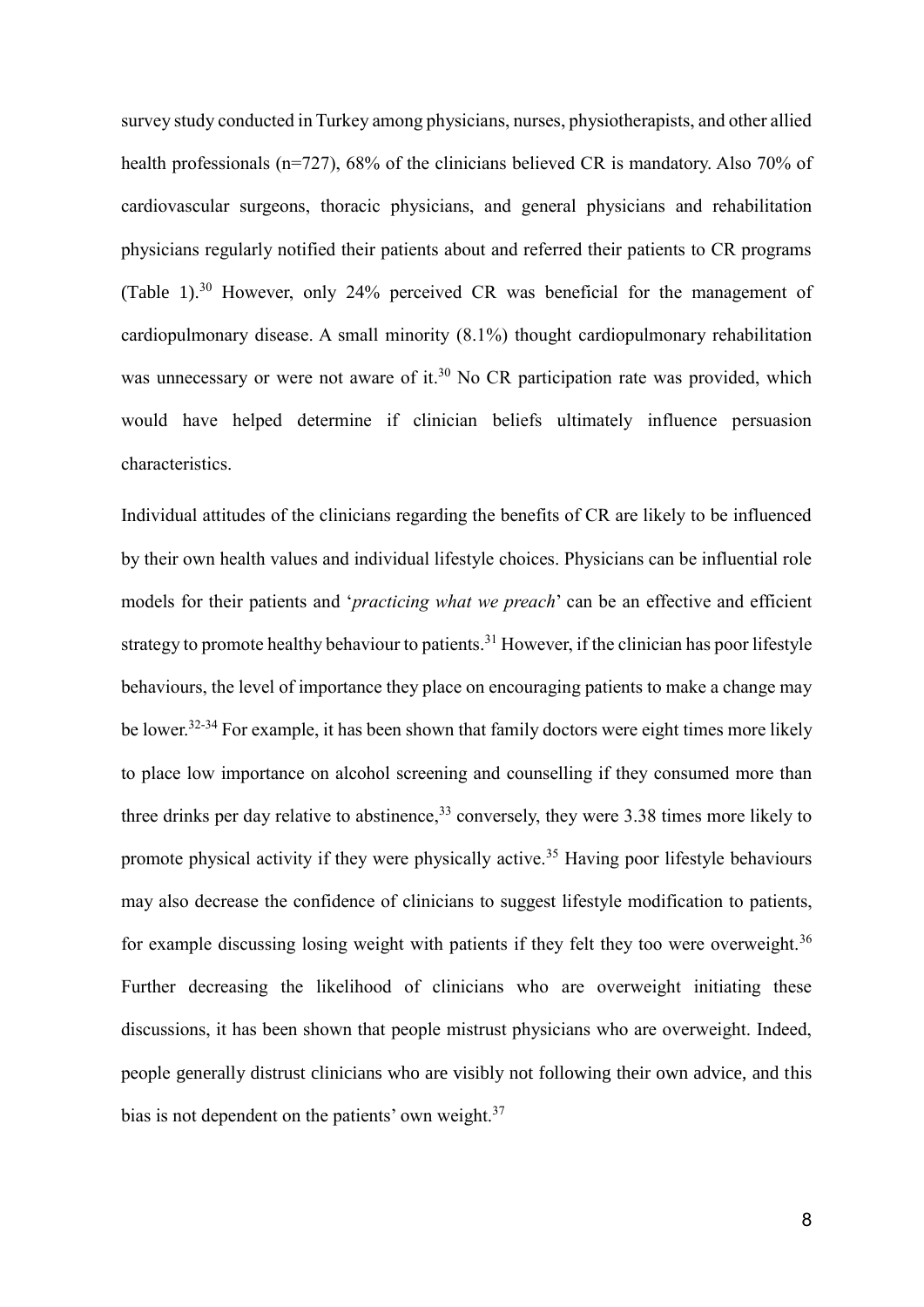survey study conducted in Turkey among physicians, nurses, physiotherapists, and other allied health professionals (n=727), 68% of the clinicians believed CR is mandatory. Also 70% of cardiovascular surgeons, thoracic physicians, and general physicians and rehabilitation physicians regularly notified their patients about and referred their patients to CR programs (Table 1).[30] However, only 24% perceived CR was beneficial for the management of cardiopulmonary disease. A small minority (8.1%) thought cardiopulmonary rehabilitation was unnecessary or were not aware of it.[30] No CR participation rate was provided, which would have helped determine if clinician beliefs ultimately influence persuasion characteristics.

Individual attitudes of the clinicians regarding the benefits of CR are likely to be influenced by their own health values and individual lifestyle choices. Physicians can be influential role models for their patients and '*practicing what we preach*' can be an effective and efficient strategy to promote healthy behaviour to patients.[31] However, if the clinician has poor lifestyle behaviours, the level of importance they place on encouraging patients to make a change may be lower.[32-34] For example, it has been shown that family doctors were eight times more likely to place low importance on alcohol screening and counselling if they consumed more than three drinks per day relative to abstinence,[33] conversely, they were 3.38 times more likely to promote physical activity if they were physically active.[35] Having poor lifestyle behaviours may also decrease the confidence of clinicians to suggest lifestyle modification to patients, for example discussing losing weight with patients if they felt they too were overweight.[36] Further decreasing the likelihood of clinicians who are overweight initiating these discussions, it has been shown that people mistrust physicians who are overweight. Indeed, people generally distrust clinicians who are visibly not following their own advice, and this bias is not dependent on the patients' own weight.[37]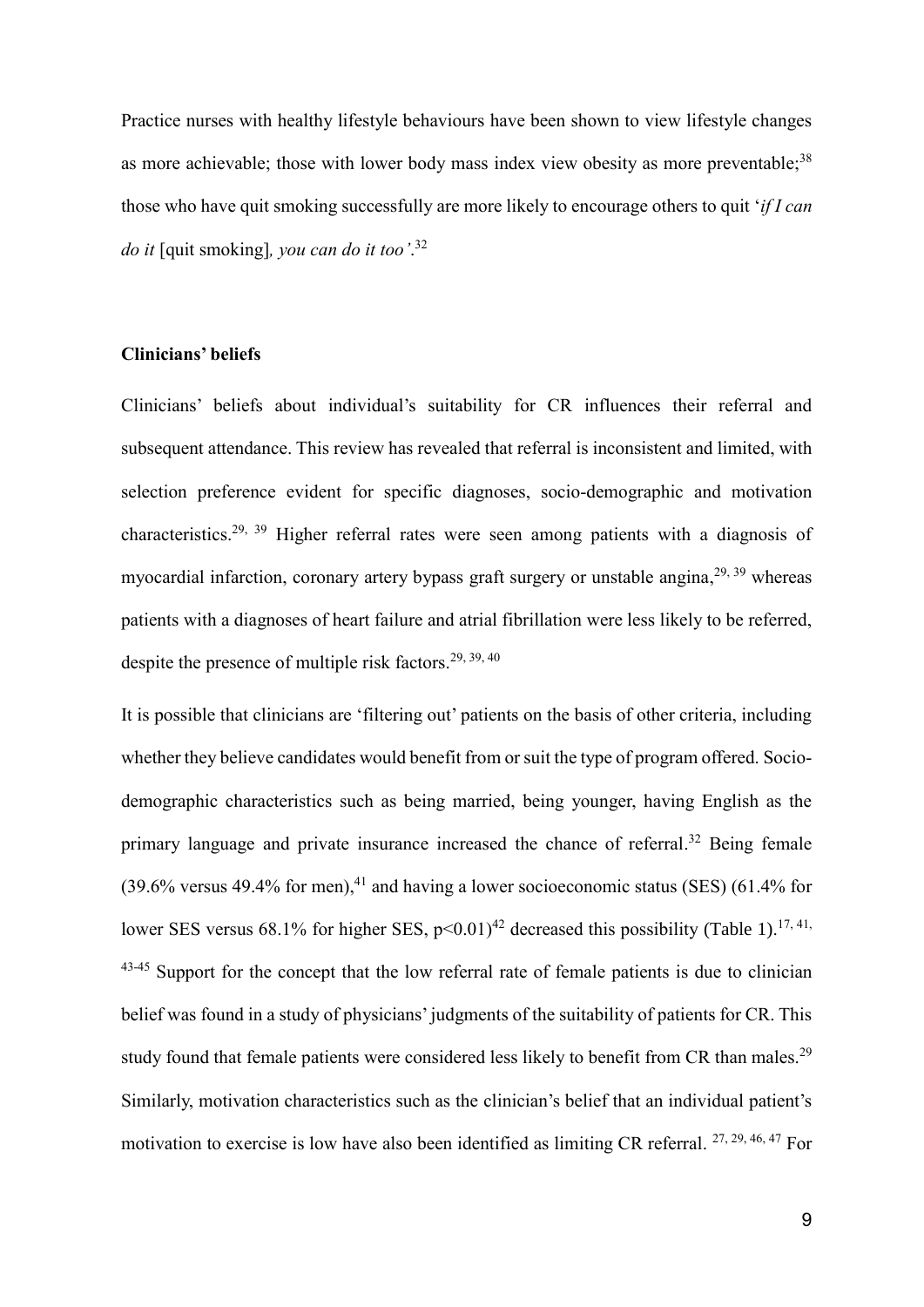Practice nurses with healthy lifestyle behaviours have been shown to view lifestyle changes as more achievable; those with lower body mass index view obesity as more preventable;[38] those who have quit smoking successfully are more likely to encourage others to quit '*if I can do it* [quit smoking]*, you can do it too'*.[32]

### Clinicians' beliefs

Clinicians' beliefs about individual's suitability for CR influences their referral and subsequent attendance. This review has revealed that referral is inconsistent and limited, with selection preference evident for specific diagnoses, socio-demographic and motivation characteristics.[29, 39] Higher referral rates were seen among patients with a diagnosis of myocardial infarction, coronary artery bypass graft surgery or unstable angina,[29, 39] whereas patients with a diagnoses of heart failure and atrial fibrillation were less likely to be referred, despite the presence of multiple risk factors.[29, 39, 40]

It is possible that clinicians are 'filtering out' patients on the basis of other criteria, including whether they believe candidates would benefit from or suit the type of program offered. Socio-demographic characteristics such as being married, being younger, having English as the primary language and private insurance increased the chance of referral.[32] Being female (39.6% versus 49.4% for men),[41] and having a lower socioeconomic status (SES) (61.4% for lower SES versus 68.1% for higher SES, $p<0.01$)[42] decreased this possibility (Table 1).[17, 41, 43-45] Support for the concept that the low referral rate of female patients is due to clinician belief was found in a study of physicians' judgments of the suitability of patients for CR. This study found that female patients were considered less likely to benefit from CR than males.[29] Similarly, motivation characteristics such as the clinician's belief that an individual patient's motivation to exercise is low have also been identified as limiting CR referral. [27, 29, 46, 47] For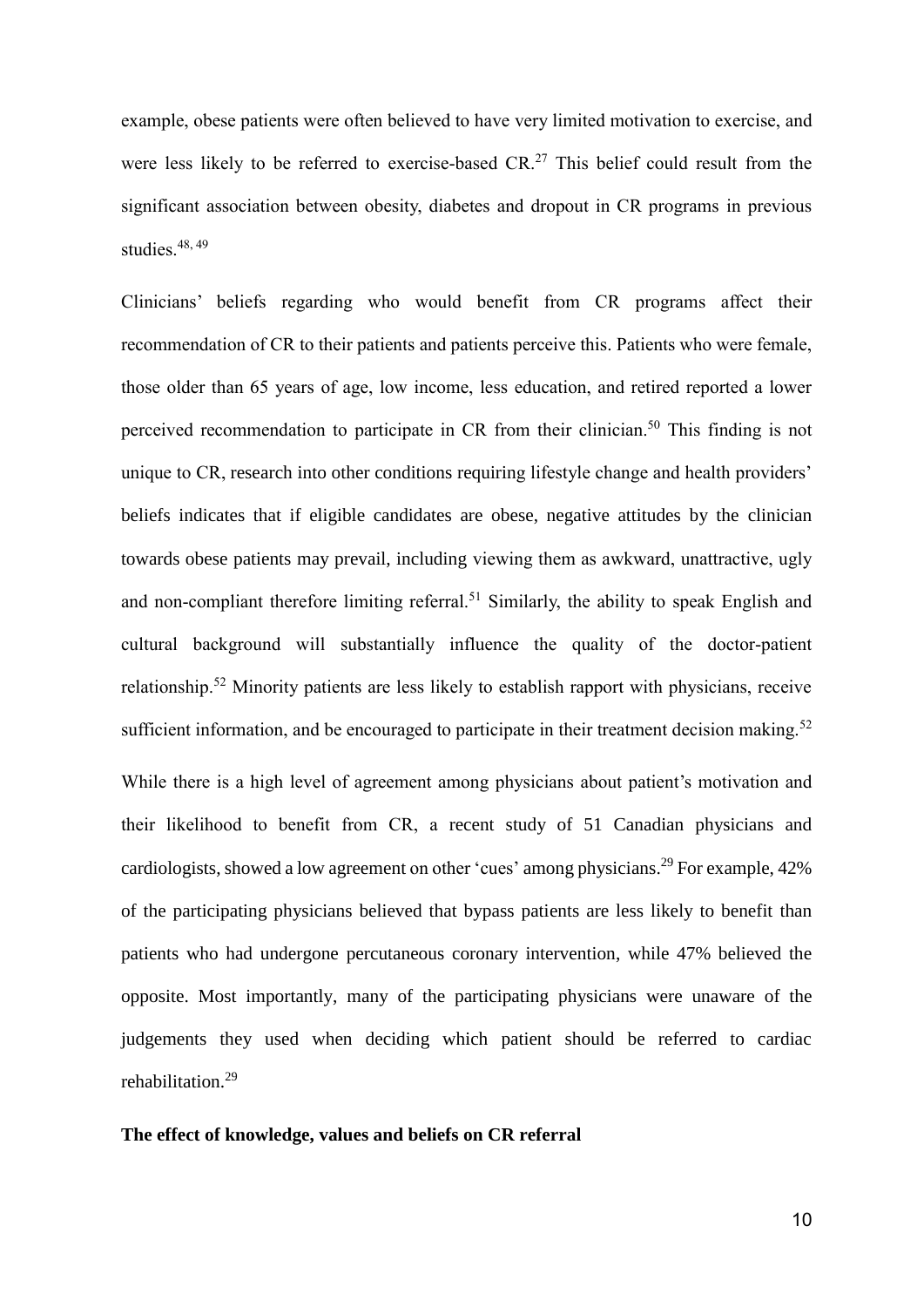example, obese patients were often believed to have very limited motivation to exercise, and were less likely to be referred to exercise-based CR.[27] This belief could result from the significant association between obesity, diabetes and dropout in CR programs in previous studies.[48, 49]

Clinicians' beliefs regarding who would benefit from CR programs affect their recommendation of CR to their patients and patients perceive this. Patients who were female, those older than 65 years of age, low income, less education, and retired reported a lower perceived recommendation to participate in CR from their clinician.[50] This finding is not unique to CR, research into other conditions requiring lifestyle change and health providers' beliefs indicates that if eligible candidates are obese, negative attitudes by the clinician towards obese patients may prevail, including viewing them as awkward, unattractive, ugly and non-compliant therefore limiting referral.[51] Similarly, the ability to speak English and cultural background will substantially influence the quality of the doctor-patient relationship.[52] Minority patients are less likely to establish rapport with physicians, receive sufficient information, and be encouraged to participate in their treatment decision making.[52]

While there is a high level of agreement among physicians about patient's motivation and their likelihood to benefit from CR, a recent study of 51 Canadian physicians and cardiologists, showed a low agreement on other 'cues' among physicians.[29] For example, 42% of the participating physicians believed that bypass patients are less likely to benefit than patients who had undergone percutaneous coronary intervention, while 47% believed the opposite. Most importantly, many of the participating physicians were unaware of the judgements they used when deciding which patient should be referred to cardiac rehabilitation.[29]

**The effect of knowledge, values and beliefs on CR referral**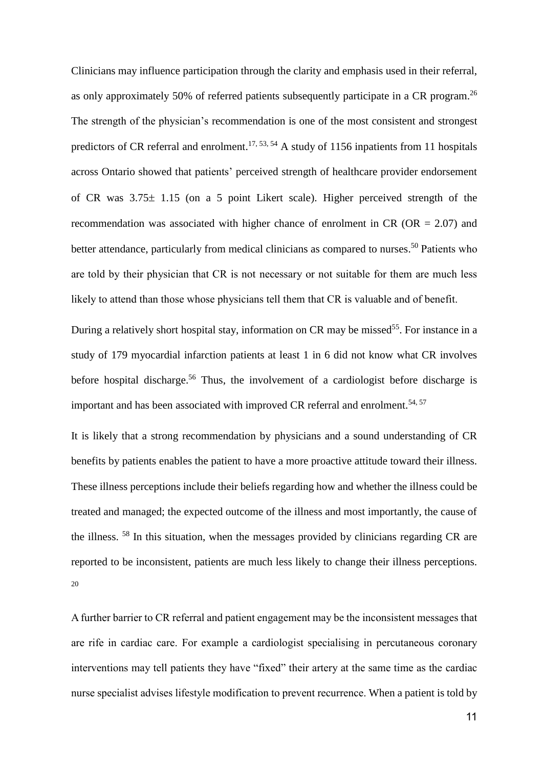Clinicians may influence participation through the clarity and emphasis used in their referral, as only approximately 50% of referred patients subsequently participate in a CR program.[26] The strength of the physician's recommendation is one of the most consistent and strongest predictors of CR referral and enrolment.[17, 53, 54] A study of 1156 inpatients from 11 hospitals across Ontario showed that patients' perceived strength of healthcare provider endorsement of CR was 3.75± 1.15 (on a 5 point Likert scale). Higher perceived strength of the recommendation was associated with higher chance of enrolment in CR (OR = 2.07) and better attendance, particularly from medical clinicians as compared to nurses.[50] Patients who are told by their physician that CR is not necessary or not suitable for them are much less likely to attend than those whose physicians tell them that CR is valuable and of benefit.

During a relatively short hospital stay, information on CR may be missed[55]. For instance in a study of 179 myocardial infarction patients at least 1 in 6 did not know what CR involves before hospital discharge.[56] Thus, the involvement of a cardiologist before discharge is important and has been associated with improved CR referral and enrolment.[54, 57]

It is likely that a strong recommendation by physicians and a sound understanding of CR benefits by patients enables the patient to have a more proactive attitude toward their illness. These illness perceptions include their beliefs regarding how and whether the illness could be treated and managed; the expected outcome of the illness and most importantly, the cause of the illness. [58] In this situation, when the messages provided by clinicians regarding CR are reported to be inconsistent, patients are much less likely to change their illness perceptions. [20]

A further barrier to CR referral and patient engagement may be the inconsistent messages that are rife in cardiac care. For example a cardiologist specialising in percutaneous coronary interventions may tell patients they have "fixed" their artery at the same time as the cardiac nurse specialist advises lifestyle modification to prevent recurrence. When a patient is told by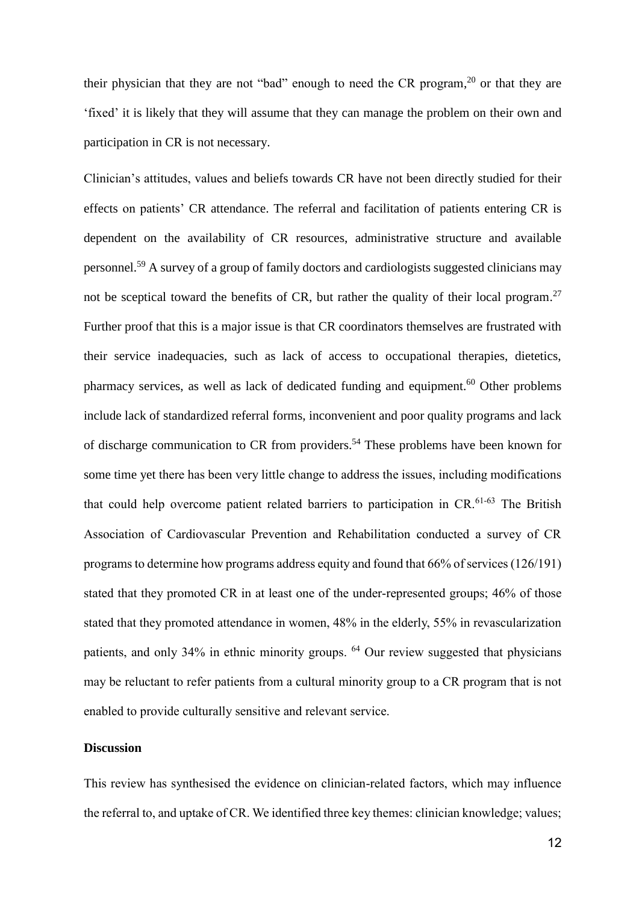their physician that they are not "bad" enough to need the CR program,[20] or that they are 'fixed' it is likely that they will assume that they can manage the problem on their own and participation in CR is not necessary.

Clinician's attitudes, values and beliefs towards CR have not been directly studied for their effects on patients' CR attendance. The referral and facilitation of patients entering CR is dependent on the availability of CR resources, administrative structure and available personnel.[59] A survey of a group of family doctors and cardiologists suggested clinicians may not be sceptical toward the benefits of CR, but rather the quality of their local program.[27] Further proof that this is a major issue is that CR coordinators themselves are frustrated with their service inadequacies, such as lack of access to occupational therapies, dietetics, pharmacy services, as well as lack of dedicated funding and equipment.[60] Other problems include lack of standardized referral forms, inconvenient and poor quality programs and lack of discharge communication to CR from providers.[54] These problems have been known for some time yet there has been very little change to address the issues, including modifications that could help overcome patient related barriers to participation in CR.[61-63] The British Association of Cardiovascular Prevention and Rehabilitation conducted a survey of CR programs to determine how programs address equity and found that 66% of services (126/191) stated that they promoted CR in at least one of the under-represented groups; 46% of those stated that they promoted attendance in women, 48% in the elderly, 55% in revascularization patients, and only 34% in ethnic minority groups. [64] Our review suggested that physicians may be reluctant to refer patients from a cultural minority group to a CR program that is not enabled to provide culturally sensitive and relevant service.

### Discussion

This review has synthesised the evidence on clinician-related factors, which may influence the referral to, and uptake of CR. We identified three key themes: clinician knowledge; values;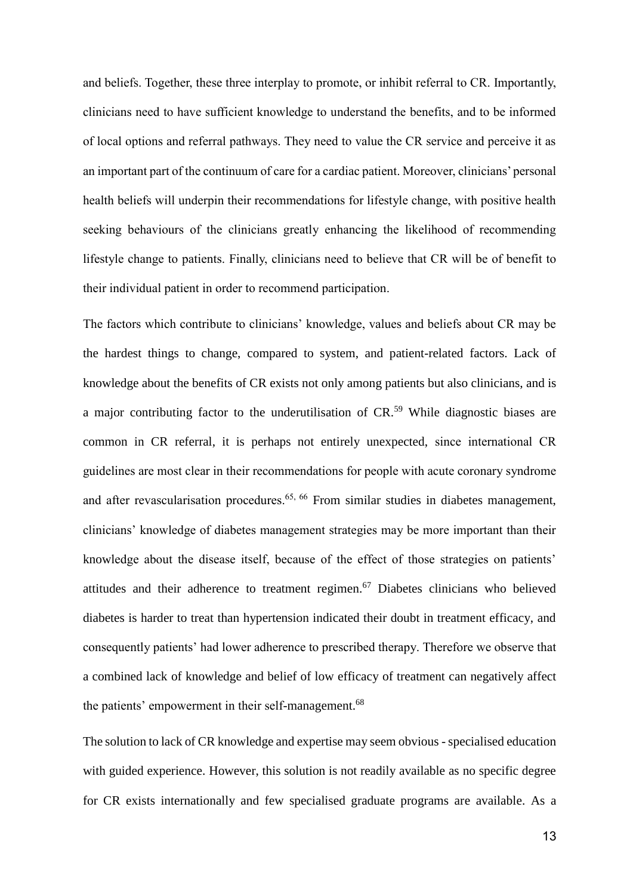and beliefs. Together, these three interplay to promote, or inhibit referral to CR. Importantly, clinicians need to have sufficient knowledge to understand the benefits, and to be informed of local options and referral pathways. They need to value the CR service and perceive it as an important part of the continuum of care for a cardiac patient. Moreover, clinicians' personal health beliefs will underpin their recommendations for lifestyle change, with positive health seeking behaviours of the clinicians greatly enhancing the likelihood of recommending lifestyle change to patients. Finally, clinicians need to believe that CR will be of benefit to their individual patient in order to recommend participation.

The factors which contribute to clinicians' knowledge, values and beliefs about CR may be the hardest things to change, compared to system, and patient-related factors. Lack of knowledge about the benefits of CR exists not only among patients but also clinicians, and is a major contributing factor to the underutilisation of CR.[59] While diagnostic biases are common in CR referral, it is perhaps not entirely unexpected, since international CR guidelines are most clear in their recommendations for people with acute coronary syndrome and after revascularisation procedures.[65, 66] From similar studies in diabetes management, clinicians' knowledge of diabetes management strategies may be more important than their knowledge about the disease itself, because of the effect of those strategies on patients' attitudes and their adherence to treatment regimen.[67] Diabetes clinicians who believed diabetes is harder to treat than hypertension indicated their doubt in treatment efficacy, and consequently patients' had lower adherence to prescribed therapy. Therefore we observe that a combined lack of knowledge and belief of low efficacy of treatment can negatively affect the patients' empowerment in their self-management.[68]

The solution to lack of CR knowledge and expertise may seem obvious - specialised education with guided experience. However, this solution is not readily available as no specific degree for CR exists internationally and few specialised graduate programs are available. As a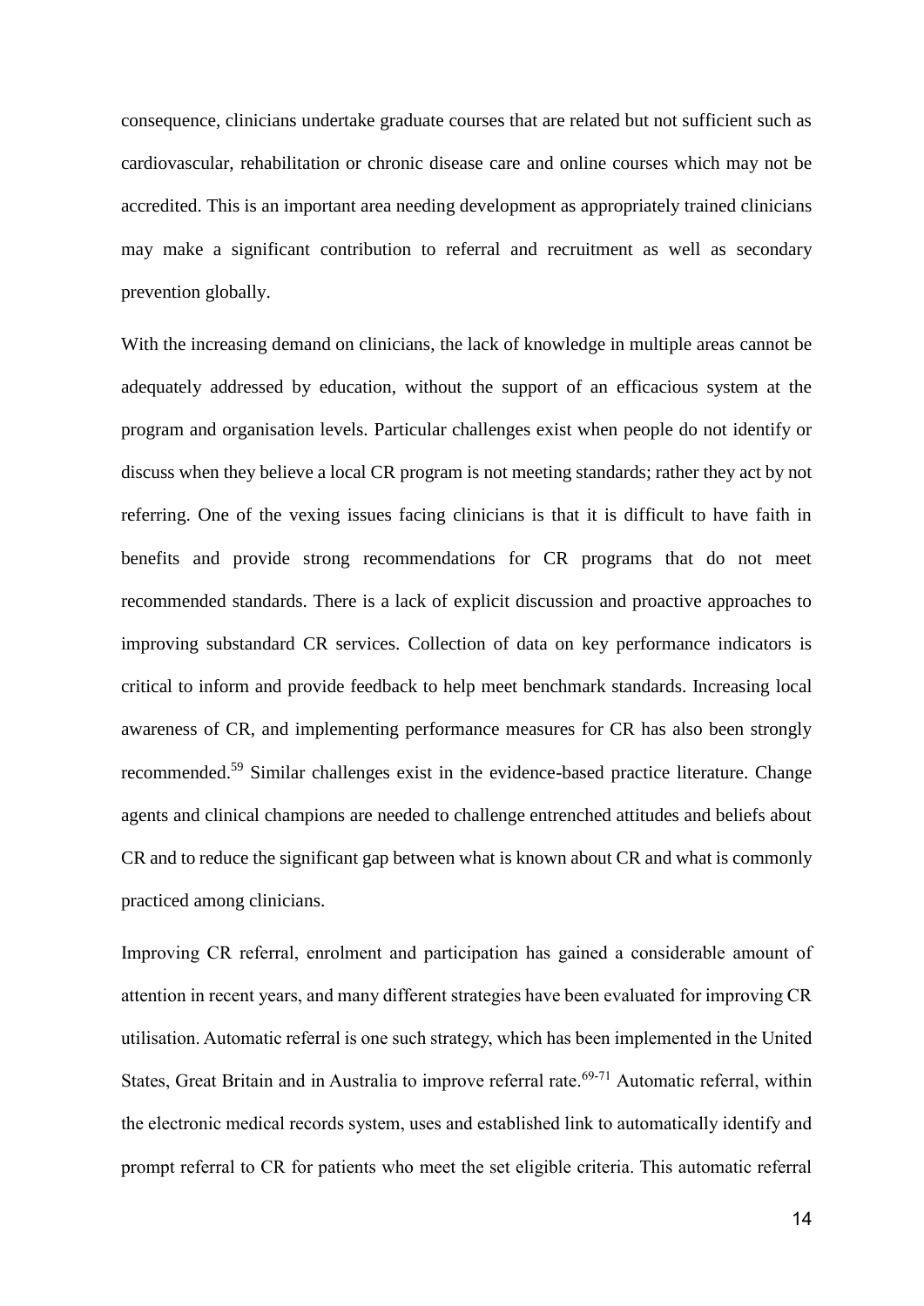consequence, clinicians undertake graduate courses that are related but not sufficient such as cardiovascular, rehabilitation or chronic disease care and online courses which may not be accredited. This is an important area needing development as appropriately trained clinicians may make a significant contribution to referral and recruitment as well as secondary prevention globally.

With the increasing demand on clinicians, the lack of knowledge in multiple areas cannot be adequately addressed by education, without the support of an efficacious system at the program and organisation levels. Particular challenges exist when people do not identify or discuss when they believe a local CR program is not meeting standards; rather they act by not referring. One of the vexing issues facing clinicians is that it is difficult to have faith in benefits and provide strong recommendations for CR programs that do not meet recommended standards. There is a lack of explicit discussion and proactive approaches to improving substandard CR services. Collection of data on key performance indicators is critical to inform and provide feedback to help meet benchmark standards. Increasing local awareness of CR, and implementing performance measures for CR has also been strongly recommended.[59] Similar challenges exist in the evidence-based practice literature. Change agents and clinical champions are needed to challenge entrenched attitudes and beliefs about CR and to reduce the significant gap between what is known about CR and what is commonly practiced among clinicians.

Improving CR referral, enrolment and participation has gained a considerable amount of attention in recent years, and many different strategies have been evaluated for improving CR utilisation. Automatic referral is one such strategy, which has been implemented in the United States, Great Britain and in Australia to improve referral rate.[69-71] Automatic referral, within the electronic medical records system, uses and established link to automatically identify and prompt referral to CR for patients who meet the set eligible criteria. This automatic referral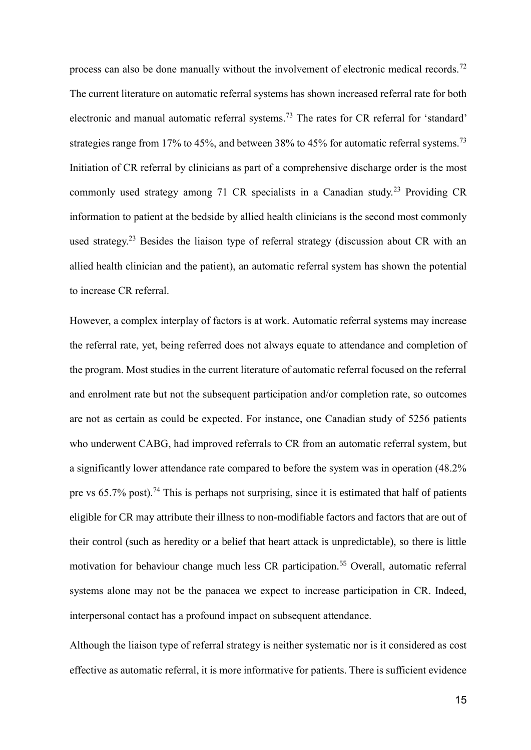process can also be done manually without the involvement of electronic medical records.[72] The current literature on automatic referral systems has shown increased referral rate for both electronic and manual automatic referral systems.[73] The rates for CR referral for 'standard' strategies range from 17% to 45%, and between 38% to 45% for automatic referral systems.[73] Initiation of CR referral by clinicians as part of a comprehensive discharge order is the most commonly used strategy among 71 CR specialists in a Canadian study.[23] Providing CR information to patient at the bedside by allied health clinicians is the second most commonly used strategy.[23] Besides the liaison type of referral strategy (discussion about CR with an allied health clinician and the patient), an automatic referral system has shown the potential to increase CR referral.

However, a complex interplay of factors is at work. Automatic referral systems may increase the referral rate, yet, being referred does not always equate to attendance and completion of the program. Most studies in the current literature of automatic referral focused on the referral and enrolment rate but not the subsequent participation and/or completion rate, so outcomes are not as certain as could be expected. For instance, one Canadian study of 5256 patients who underwent CABG, had improved referrals to CR from an automatic referral system, but a significantly lower attendance rate compared to before the system was in operation (48.2% pre vs 65.7% post).[74] This is perhaps not surprising, since it is estimated that half of patients eligible for CR may attribute their illness to non-modifiable factors and factors that are out of their control (such as heredity or a belief that heart attack is unpredictable), so there is little motivation for behaviour change much less CR participation.[55] Overall, automatic referral systems alone may not be the panacea we expect to increase participation in CR. Indeed, interpersonal contact has a profound impact on subsequent attendance.

Although the liaison type of referral strategy is neither systematic nor is it considered as cost effective as automatic referral, it is more informative for patients. There is sufficient evidence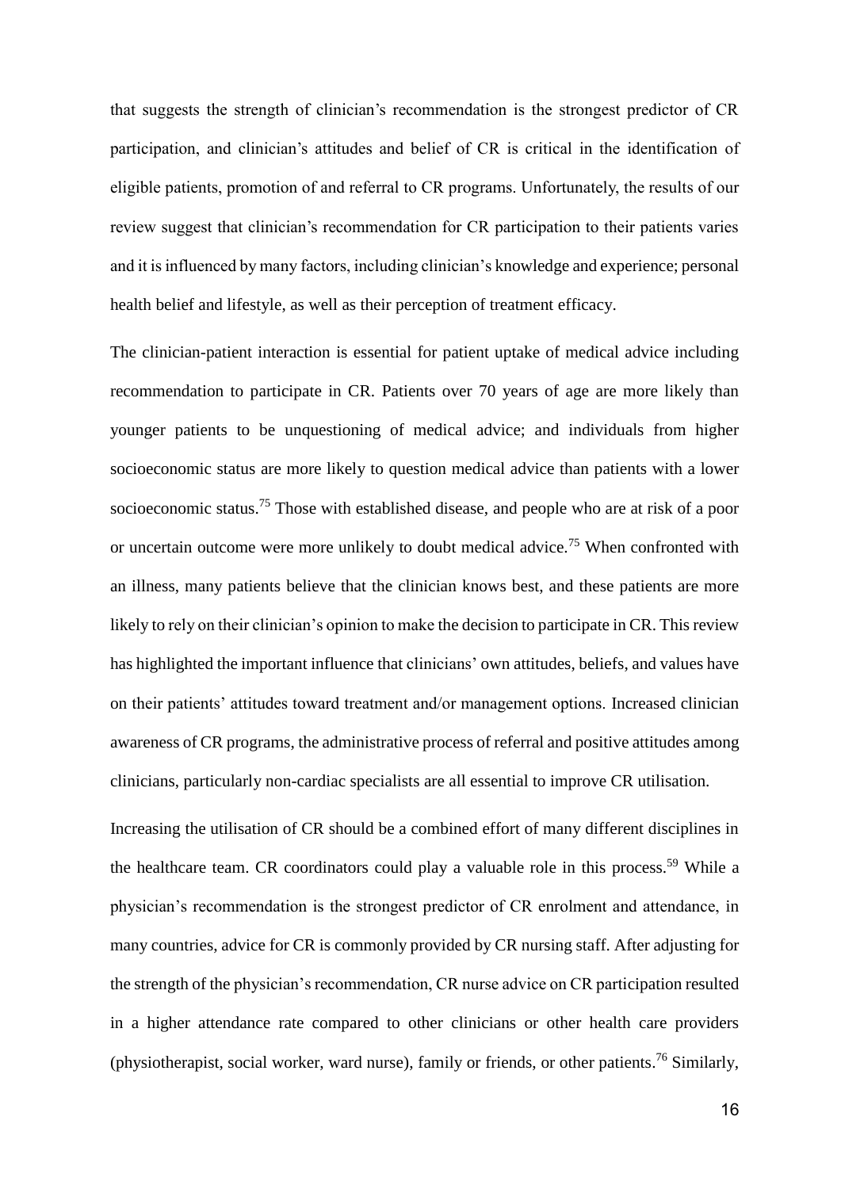that suggests the strength of clinician's recommendation is the strongest predictor of CR participation, and clinician's attitudes and belief of CR is critical in the identification of eligible patients, promotion of and referral to CR programs. Unfortunately, the results of our review suggest that clinician's recommendation for CR participation to their patients varies and it is influenced by many factors, including clinician's knowledge and experience; personal health belief and lifestyle, as well as their perception of treatment efficacy.

The clinician-patient interaction is essential for patient uptake of medical advice including recommendation to participate in CR. Patients over 70 years of age are more likely than younger patients to be unquestioning of medical advice; and individuals from higher socioeconomic status are more likely to question medical advice than patients with a lower socioeconomic status.[75] Those with established disease, and people who are at risk of a poor or uncertain outcome were more unlikely to doubt medical advice.[75] When confronted with an illness, many patients believe that the clinician knows best, and these patients are more likely to rely on their clinician's opinion to make the decision to participate in CR. This review has highlighted the important influence that clinicians' own attitudes, beliefs, and values have on their patients' attitudes toward treatment and/or management options. Increased clinician awareness of CR programs, the administrative process of referral and positive attitudes among clinicians, particularly non-cardiac specialists are all essential to improve CR utilisation.

Increasing the utilisation of CR should be a combined effort of many different disciplines in the healthcare team. CR coordinators could play a valuable role in this process.[59] While a physician's recommendation is the strongest predictor of CR enrolment and attendance, in many countries, advice for CR is commonly provided by CR nursing staff. After adjusting for the strength of the physician's recommendation, CR nurse advice on CR participation resulted in a higher attendance rate compared to other clinicians or other health care providers (physiotherapist, social worker, ward nurse), family or friends, or other patients.[76] Similarly,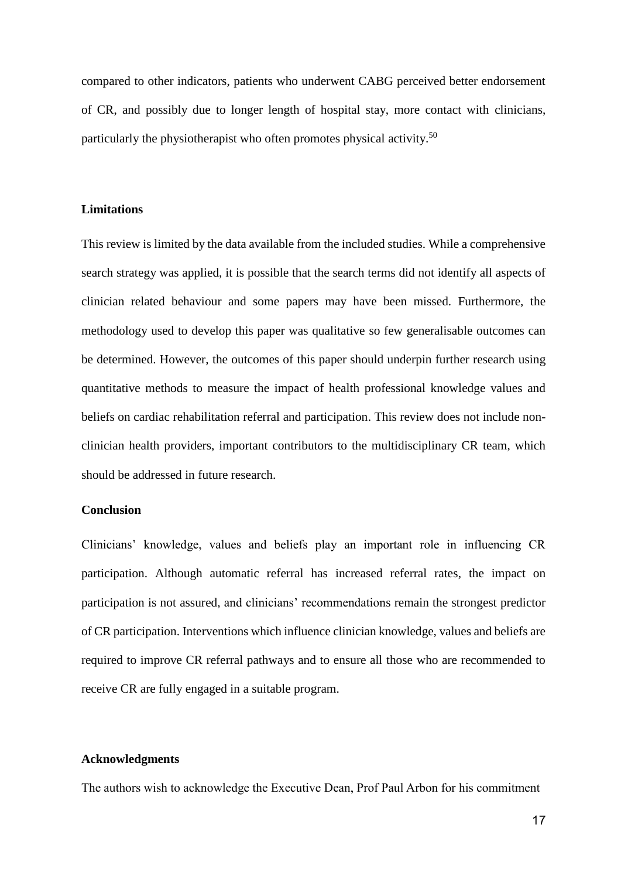compared to other indicators, patients who underwent CABG perceived better endorsement of CR, and possibly due to longer length of hospital stay, more contact with clinicians, particularly the physiotherapist who often promotes physical activity.[50]

## Limitations

This review is limited by the data available from the included studies. While a comprehensive search strategy was applied, it is possible that the search terms did not identify all aspects of clinician related behaviour and some papers may have been missed. Furthermore, the methodology used to develop this paper was qualitative so few generalisable outcomes can be determined. However, the outcomes of this paper should underpin further research using quantitative methods to measure the impact of health professional knowledge values and beliefs on cardiac rehabilitation referral and participation. This review does not include non-clinician health providers, important contributors to the multidisciplinary CR team, which should be addressed in future research.

## Conclusion

Clinicians' knowledge, values and beliefs play an important role in influencing CR participation. Although automatic referral has increased referral rates, the impact on participation is not assured, and clinicians' recommendations remain the strongest predictor of CR participation. Interventions which influence clinician knowledge, values and beliefs are required to improve CR referral pathways and to ensure all those who are recommended to receive CR are fully engaged in a suitable program.

## Acknowledgments

The authors wish to acknowledge the Executive Dean, Prof Paul Arbon for his commitment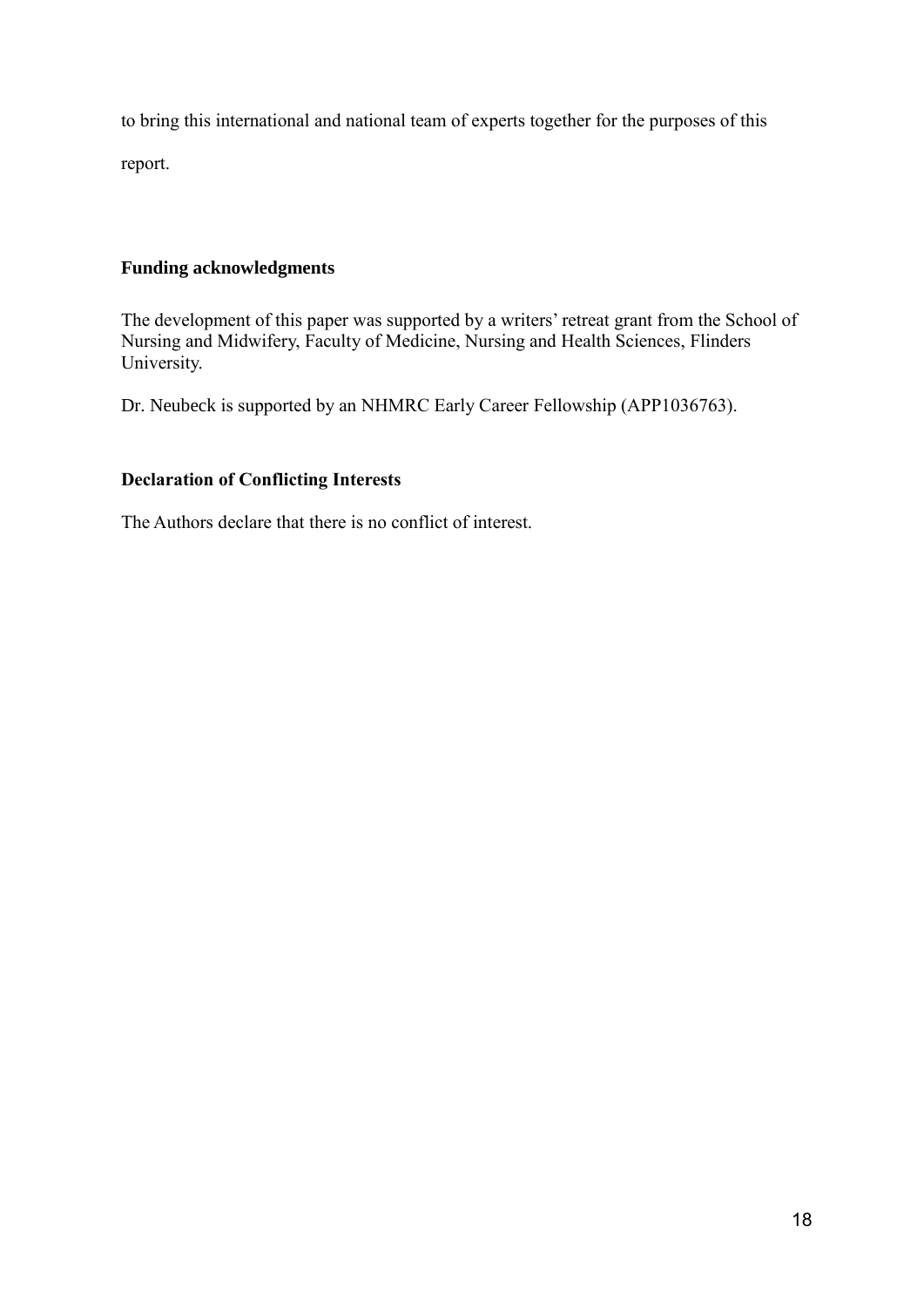to bring this international and national team of experts together for the purposes of this report.

## Funding acknowledgments

The development of this paper was supported by a writers' retreat grant from the School of Nursing and Midwifery, Faculty of Medicine, Nursing and Health Sciences, Flinders University.

Dr. Neubeck is supported by an NHMRC Early Career Fellowship (APP1036763).

## Declaration of Conflicting Interests

The Authors declare that there is no conflict of interest.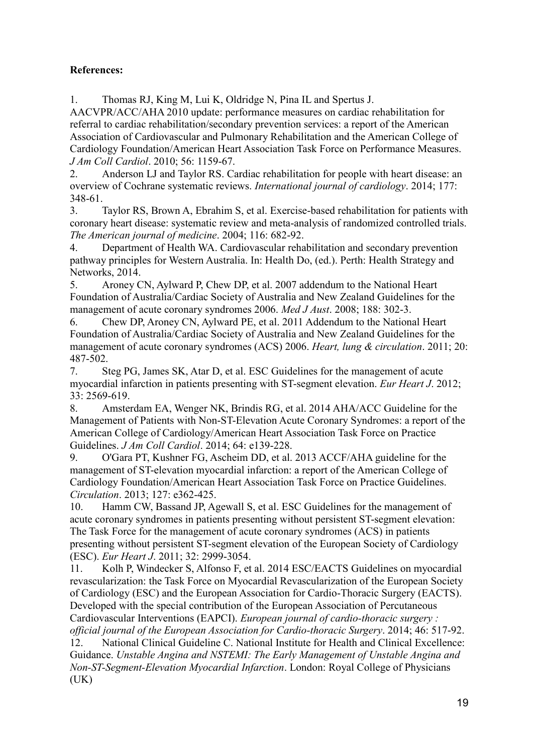**References:**

1. Thomas RJ, King M, Lui K, Oldridge N, Pina IL and Spertus J. AACVPR/ACC/AHA 2010 update: performance measures on cardiac rehabilitation for referral to cardiac rehabilitation/secondary prevention services: a report of the American Association of Cardiovascular and Pulmonary Rehabilitation and the American College of Cardiology Foundation/American Heart Association Task Force on Performance Measures. *J Am Coll Cardiol*. 2010; 56: 1159-67.
2. Anderson LJ and Taylor RS. Cardiac rehabilitation for people with heart disease: an overview of Cochrane systematic reviews. *International journal of cardiology*. 2014; 177: 348-61.
3. Taylor RS, Brown A, Ebrahim S, et al. Exercise-based rehabilitation for patients with coronary heart disease: systematic review and meta-analysis of randomized controlled trials. *The American journal of medicine*. 2004; 116: 682-92.
4. Department of Health WA. Cardiovascular rehabilitation and secondary prevention pathway principles for Western Australia. In: Health Do, (ed.). Perth: Health Strategy and Networks, 2014.
5. Aroney CN, Aylward P, Chew DP, et al. 2007 addendum to the National Heart Foundation of Australia/Cardiac Society of Australia and New Zealand Guidelines for the management of acute coronary syndromes 2006. *Med J Aust*. 2008; 188: 302-3.
6. Chew DP, Aroney CN, Aylward PE, et al. 2011 Addendum to the National Heart Foundation of Australia/Cardiac Society of Australia and New Zealand Guidelines for the management of acute coronary syndromes (ACS) 2006. *Heart, lung & circulation*. 2011; 20: 487-502.
7. Steg PG, James SK, Atar D, et al. ESC Guidelines for the management of acute myocardial infarction in patients presenting with ST-segment elevation. *Eur Heart J*. 2012; 33: 2569-619.
8. Amsterdam EA, Wenger NK, Brindis RG, et al. 2014 AHA/ACC Guideline for the Management of Patients with Non-ST-Elevation Acute Coronary Syndromes: a report of the American College of Cardiology/American Heart Association Task Force on Practice Guidelines. *J Am Coll Cardiol*. 2014; 64: e139-228.
9. O'Gara PT, Kushner FG, Ascheim DD, et al. 2013 ACCF/AHA guideline for the management of ST-elevation myocardial infarction: a report of the American College of Cardiology Foundation/American Heart Association Task Force on Practice Guidelines. *Circulation*. 2013; 127: e362-425.
10. Hamm CW, Bassand JP, Agewall S, et al. ESC Guidelines for the management of acute coronary syndromes in patients presenting without persistent ST-segment elevation: The Task Force for the management of acute coronary syndromes (ACS) in patients presenting without persistent ST-segment elevation of the European Society of Cardiology (ESC). *Eur Heart J*. 2011; 32: 2999-3054.
11. Kolh P, Windecker S, Alfonso F, et al. 2014 ESC/EACTS Guidelines on myocardial revascularization: the Task Force on Myocardial Revascularization of the European Society of Cardiology (ESC) and the European Association for Cardio-Thoracic Surgery (EACTS). Developed with the special contribution of the European Association of Percutaneous Cardiovascular Interventions (EAPCI). *European journal of cardio-thoracic surgery : official journal of the European Association for Cardio-thoracic Surgery*. 2014; 46: 517-92.
12. National Clinical Guideline C. National Institute for Health and Clinical Excellence: Guidance. *Unstable Angina and NSTEMI: The Early Management of Unstable Angina and Non-ST-Segment-Elevation Myocardial Infarction*. London: Royal College of Physicians (UK)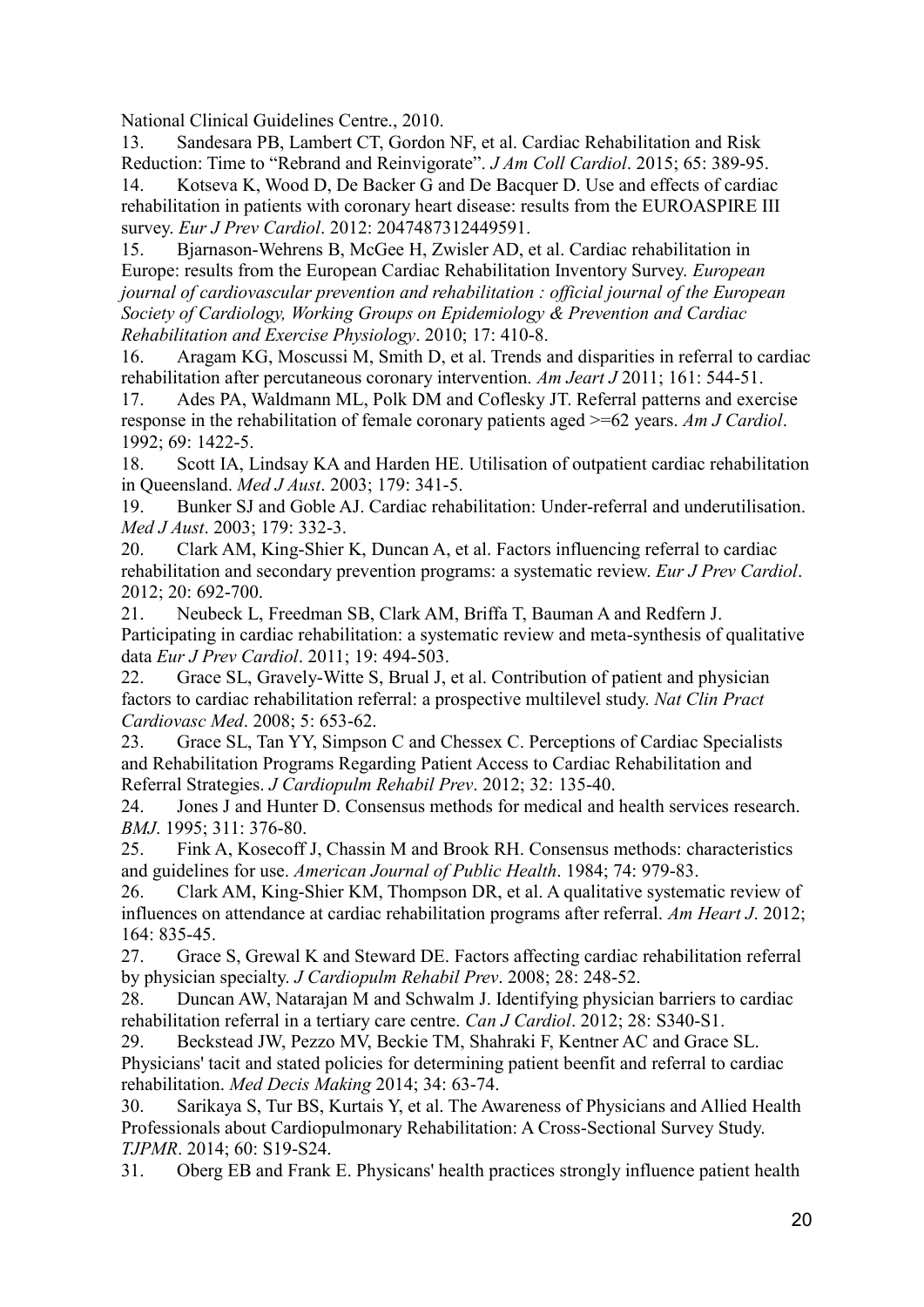National Clinical Guidelines Centre., 2010.

13. Sandesara PB, Lambert CT, Gordon NF, et al. Cardiac Rehabilitation and Risk Reduction: Time to "Rebrand and Reinvigorate". *J Am Coll Cardiol*. 2015; 65: 389-95.

14. Kotseva K, Wood D, De Backer G and De Bacquer D. Use and effects of cardiac rehabilitation in patients with coronary heart disease: results from the EUROASPIRE III survey. *Eur J Prev Cardiol*. 2012: 2047487312449591.

15. Bjarnason-Wehrens B, McGee H, Zwisler AD, et al. Cardiac rehabilitation in Europe: results from the European Cardiac Rehabilitation Inventory Survey. *European journal of cardiovascular prevention and rehabilitation : official journal of the European Society of Cardiology, Working Groups on Epidemiology & Prevention and Cardiac Rehabilitation and Exercise Physiology*. 2010; 17: 410-8.

16. Aragam KG, Moscussi M, Smith D, et al. Trends and disparities in referral to cardiac rehabilitation after percutaneous coronary intervention. *Am Jeart J* 2011; 161: 544-51.

17. Ades PA, Waldmann ML, Polk DM and Coflesky JT. Referral patterns and exercise response in the rehabilitation of female coronary patients aged >=62 years. *Am J Cardiol*. 1992; 69: 1422-5.

18. Scott IA, Lindsay KA and Harden HE. Utilisation of outpatient cardiac rehabilitation in Queensland. *Med J Aust*. 2003; 179: 341-5.

19. Bunker SJ and Goble AJ. Cardiac rehabilitation: Under-referral and underutilisation. *Med J Aust*. 2003; 179: 332-3.

20. Clark AM, King-Shier K, Duncan A, et al. Factors influencing referral to cardiac rehabilitation and secondary prevention programs: a systematic review. *Eur J Prev Cardiol*. 2012; 20: 692-700.

21. Neubeck L, Freedman SB, Clark AM, Briffa T, Bauman A and Redfern J. Participating in cardiac rehabilitation: a systematic review and meta-synthesis of qualitative data *Eur J Prev Cardiol*. 2011; 19: 494-503.

22. Grace SL, Gravely-Witte S, Brual J, et al. Contribution of patient and physician factors to cardiac rehabilitation referral: a prospective multilevel study. *Nat Clin Pract Cardiovasc Med*. 2008; 5: 653-62.

23. Grace SL, Tan YY, Simpson C and Chessex C. Perceptions of Cardiac Specialists and Rehabilitation Programs Regarding Patient Access to Cardiac Rehabilitation and Referral Strategies. *J Cardiopulm Rehabil Prev*. 2012; 32: 135-40.

24. Jones J and Hunter D. Consensus methods for medical and health services research. *BMJ*. 1995; 311: 376-80.

25. Fink A, Kosecoff J, Chassin M and Brook RH. Consensus methods: characteristics and guidelines for use. *American Journal of Public Health*. 1984; 74: 979-83.

26. Clark AM, King-Shier KM, Thompson DR, et al. A qualitative systematic review of influences on attendance at cardiac rehabilitation programs after referral. *Am Heart J*. 2012; 164: 835-45.

27. Grace S, Grewal K and Steward DE. Factors affecting cardiac rehabilitation referral by physician specialty. *J Cardiopulm Rehabil Prev*. 2008; 28: 248-52.

28. Duncan AW, Natarajan M and Schwalm J. Identifying physician barriers to cardiac rehabilitation referral in a tertiary care centre. *Can J Cardiol*. 2012; 28: S340-S1.

29. Beckstead JW, Pezzo MV, Beckie TM, Shahraki F, Kentner AC and Grace SL. Physicians' tacit and stated policies for determining patient beenfit and referral to cardiac rehabilitation. *Med Decis Making* 2014; 34: 63-74.

30. Sarikaya S, Tur BS, Kurtais Y, et al. The Awareness of Physicians and Allied Health Professionals about Cardiopulmonary Rehabilitation: A Cross-Sectional Survey Study. *TJPMR*. 2014; 60: S19-S24.

31. Oberg EB and Frank E. Physicans' health practices strongly influence patient health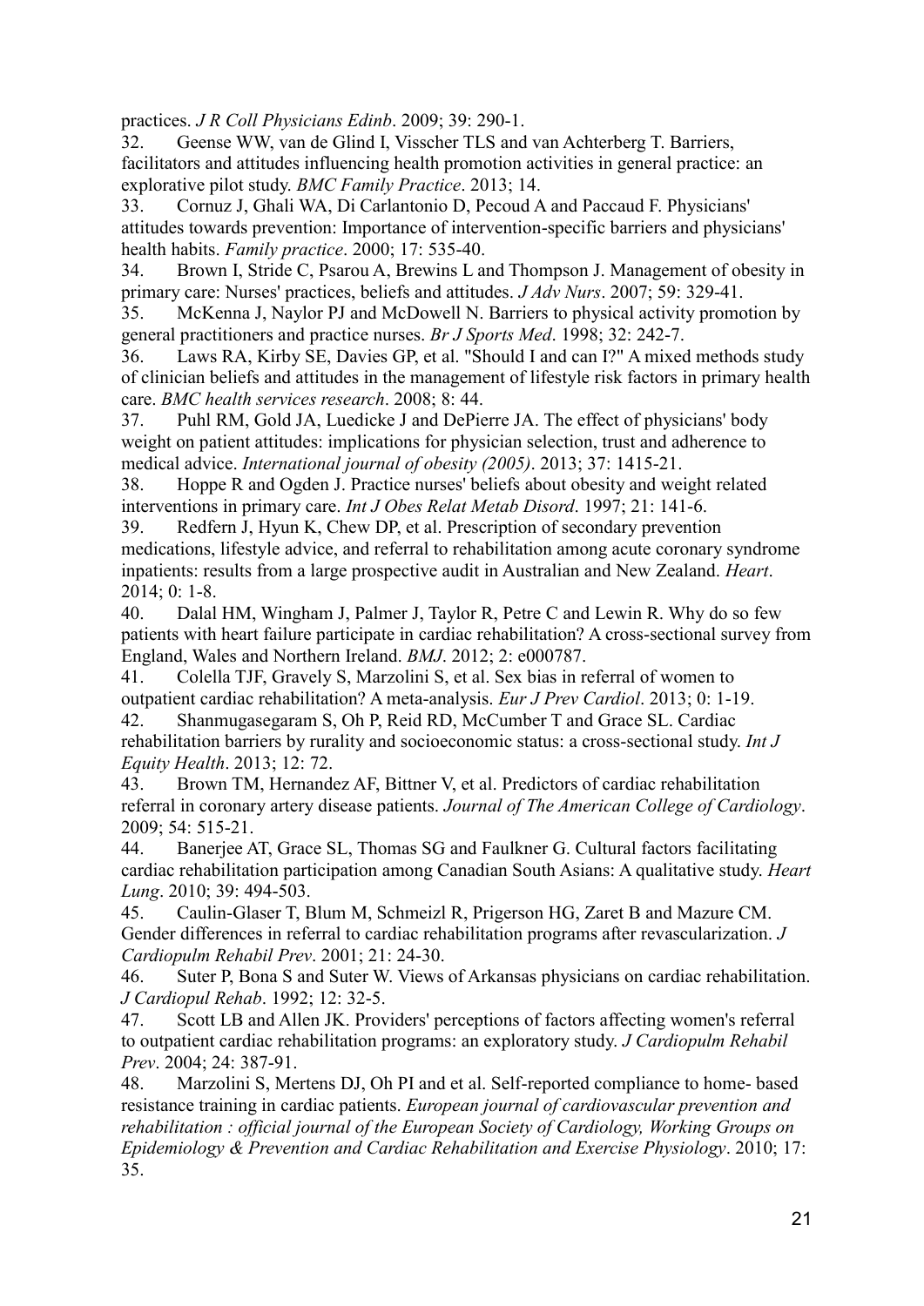practices. *J R Coll Physicians Edinb*. 2009; 39: 290-1.

32. Geense WW, van de Glind I, Visscher TLS and van Achterberg T. Barriers, facilitators and attitudes influencing health promotion activities in general practice: an explorative pilot study. *BMC Family Practice*. 2013; 14.

33. Cornuz J, Ghali WA, Di Carlantonio D, Pecoud A and Paccaud F. Physicians' attitudes towards prevention: Importance of intervention-specific barriers and physicians' health habits. *Family practice*. 2000; 17: 535-40.

34. Brown I, Stride C, Psarou A, Brewins L and Thompson J. Management of obesity in primary care: Nurses' practices, beliefs and attitudes. *J Adv Nurs*. 2007; 59: 329-41.

35. McKenna J, Naylor PJ and McDowell N. Barriers to physical activity promotion by general practitioners and practice nurses. *Br J Sports Med*. 1998; 32: 242-7.

36. Laws RA, Kirby SE, Davies GP, et al. "Should I and can I?" A mixed methods study of clinician beliefs and attitudes in the management of lifestyle risk factors in primary health care. *BMC health services research*. 2008; 8: 44.

37. Puhl RM, Gold JA, Luedicke J and DePierre JA. The effect of physicians' body weight on patient attitudes: implications for physician selection, trust and adherence to medical advice. *International journal of obesity (2005)*. 2013; 37: 1415-21.

38. Hoppe R and Ogden J. Practice nurses' beliefs about obesity and weight related interventions in primary care. *Int J Obes Relat Metab Disord*. 1997; 21: 141-6.

39. Redfern J, Hyun K, Chew DP, et al. Prescription of secondary prevention medications, lifestyle advice, and referral to rehabilitation among acute coronary syndrome inpatients: results from a large prospective audit in Australian and New Zealand. *Heart*. 2014; 0: 1-8.

40. Dalal HM, Wingham J, Palmer J, Taylor R, Petre C and Lewin R. Why do so few patients with heart failure participate in cardiac rehabilitation? A cross-sectional survey from England, Wales and Northern Ireland. *BMJ*. 2012; 2: e000787.

41. Colella TJF, Gravely S, Marzolini S, et al. Sex bias in referral of women to outpatient cardiac rehabilitation? A meta-analysis. *Eur J Prev Cardiol*. 2013; 0: 1-19.

42. Shanmugasegaram S, Oh P, Reid RD, McCumber T and Grace SL. Cardiac rehabilitation barriers by rurality and socioeconomic status: a cross-sectional study. *Int J Equity Health*. 2013; 12: 72.

43. Brown TM, Hernandez AF, Bittner V, et al. Predictors of cardiac rehabilitation referral in coronary artery disease patients. *Journal of The American College of Cardiology*. 2009; 54: 515-21.

44. Banerjee AT, Grace SL, Thomas SG and Faulkner G. Cultural factors facilitating cardiac rehabilitation participation among Canadian South Asians: A qualitative study. *Heart Lung*. 2010; 39: 494-503.

45. Caulin-Glaser T, Blum M, Schmeizl R, Prigerson HG, Zaret B and Mazure CM. Gender differences in referral to cardiac rehabilitation programs after revascularization. *J Cardiopulm Rehabil Prev*. 2001; 21: 24-30.

46. Suter P, Bona S and Suter W. Views of Arkansas physicians on cardiac rehabilitation. *J Cardiopul Rehab*. 1992; 12: 32-5.

47. Scott LB and Allen JK. Providers' perceptions of factors affecting women's referral to outpatient cardiac rehabilitation programs: an exploratory study. *J Cardiopulm Rehabil Prev*. 2004; 24: 387-91.

48. Marzolini S, Mertens DJ, Oh PI and et al. Self-reported compliance to home- based resistance training in cardiac patients. *European journal of cardiovascular prevention and rehabilitation : official journal of the European Society of Cardiology, Working Groups on Epidemiology & Prevention and Cardiac Rehabilitation and Exercise Physiology*. 2010; 17: 35.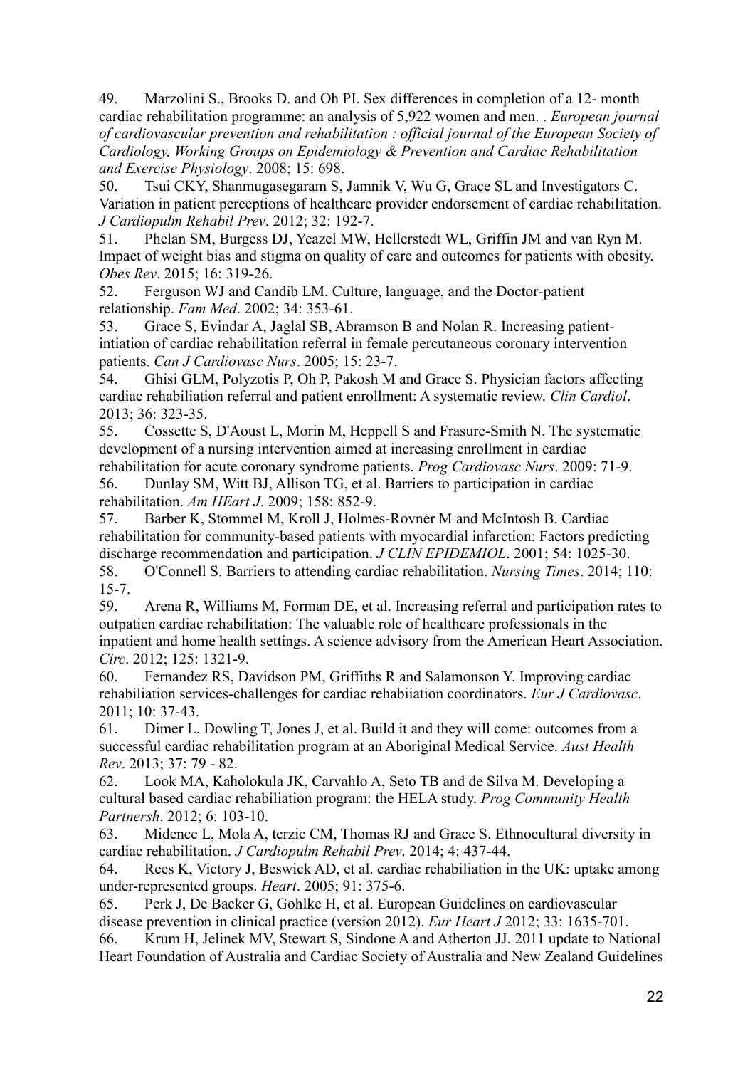49. Marzolini S., Brooks D. and Oh PI. Sex differences in completion of a 12- month cardiac rehabilitation programme: an analysis of 5,922 women and men. . *European journal of cardiovascular prevention and rehabilitation : official journal of the European Society of Cardiology, Working Groups on Epidemiology & Prevention and Cardiac Rehabilitation and Exercise Physiology*. 2008; 15: 698.

50. Tsui CKY, Shanmugasegaram S, Jamnik V, Wu G, Grace SL and Investigators C. Variation in patient perceptions of healthcare provider endorsement of cardiac rehabilitation. *J Cardiopulm Rehabil Prev*. 2012; 32: 192-7.

51. Phelan SM, Burgess DJ, Yeazel MW, Hellerstedt WL, Griffin JM and van Ryn M. Impact of weight bias and stigma on quality of care and outcomes for patients with obesity. *Obes Rev*. 2015; 16: 319-26.

52. Ferguson WJ and Candib LM. Culture, language, and the Doctor-patient relationship. *Fam Med*. 2002; 34: 353-61.

53. Grace S, Evindar A, Jaglal SB, Abramson B and Nolan R. Increasing patient-intiation of cardiac rehabilitation referral in female percutaneous coronary intervention patients. *Can J Cardiovasc Nurs*. 2005; 15: 23-7.

54. Ghisi GLM, Polyzotis P, Oh P, Pakosh M and Grace S. Physician factors affecting cardiac rehabiliation referral and patient enrollment: A systematic review. *Clin Cardiol*. 2013; 36: 323-35.

55. Cossette S, D'Aoust L, Morin M, Heppell S and Frasure-Smith N. The systematic development of a nursing intervention aimed at increasing enrollment in cardiac rehabilitation for acute coronary syndrome patients. *Prog Cardiovasc Nurs*. 2009: 71-9.

56. Dunlay SM, Witt BJ, Allison TG, et al. Barriers to participation in cardiac rehabilitation. *Am HEart J*. 2009; 158: 852-9.

57. Barber K, Stommel M, Kroll J, Holmes-Rovner M and McIntosh B. Cardiac rehabilitation for community-based patients with myocardial infarction: Factors predicting discharge recommendation and participation. *J CLIN EPIDEMIOL*. 2001; 54: 1025-30.

58. O'Connell S. Barriers to attending cardiac rehabilitation. *Nursing Times*. 2014; 110: 15-7.

59. Arena R, Williams M, Forman DE, et al. Increasing referral and participation rates to outpatien cardiac rehabilitation: The valuable role of healthcare professionals in the inpatient and home health settings. A science advisory from the American Heart Association. *Circ*. 2012; 125: 1321-9.

60. Fernandez RS, Davidson PM, Griffiths R and Salamonson Y. Improving cardiac rehabiliation services-challenges for cardiac rehabiiation coordinators. *Eur J Cardiovasc*. 2011; 10: 37-43.

61. Dimer L, Dowling T, Jones J, et al. Build it and they will come: outcomes from a successful cardiac rehabilitation program at an Aboriginal Medical Service. *Aust Health Rev*. 2013; 37: 79 - 82.

62. Look MA, Kaholokula JK, Carvahlo A, Seto TB and de Silva M. Developing a cultural based cardiac rehabiliation program: the HELA study. *Prog Community Health Partnersh*. 2012; 6: 103-10.

63. Midence L, Mola A, terzic CM, Thomas RJ and Grace S. Ethnocultural diversity in cardiac rehabilitation. *J Cardiopulm Rehabil Prev*. 2014; 4: 437-44.

64. Rees K, Victory J, Beswick AD, et al. cardiac rehabiliation in the UK: uptake among under-represented groups. *Heart*. 2005; 91: 375-6.

65. Perk J, De Backer G, Gohlke H, et al. European Guidelines on cardiovascular disease prevention in clinical practice (version 2012). *Eur Heart J* 2012; 33: 1635-701.

66. Krum H, Jelinek MV, Stewart S, Sindone A and Atherton JJ. 2011 update to National Heart Foundation of Australia and Cardiac Society of Australia and New Zealand Guidelines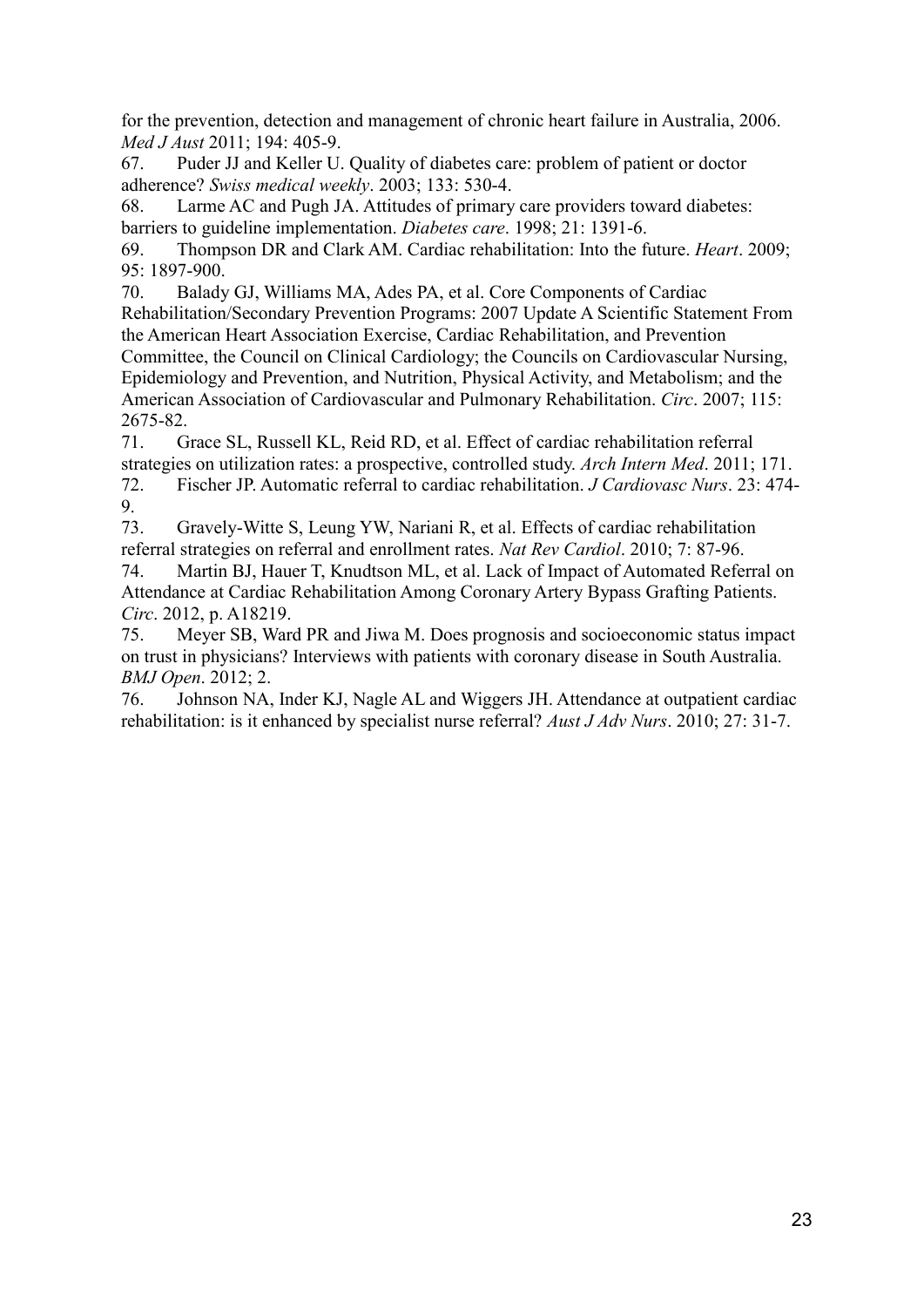for the prevention, detection and management of chronic heart failure in Australia, 2006. *Med J Aust* 2011; 194: 405-9.

67. Puder JJ and Keller U. Quality of diabetes care: problem of patient or doctor adherence? *Swiss medical weekly*. 2003; 133: 530-4.

68. Larme AC and Pugh JA. Attitudes of primary care providers toward diabetes: barriers to guideline implementation. *Diabetes care*. 1998; 21: 1391-6.

69. Thompson DR and Clark AM. Cardiac rehabilitation: Into the future. *Heart*. 2009; 95: 1897-900.

70. Balady GJ, Williams MA, Ades PA, et al. Core Components of Cardiac Rehabilitation/Secondary Prevention Programs: 2007 Update A Scientific Statement From the American Heart Association Exercise, Cardiac Rehabilitation, and Prevention Committee, the Council on Clinical Cardiology; the Councils on Cardiovascular Nursing, Epidemiology and Prevention, and Nutrition, Physical Activity, and Metabolism; and the American Association of Cardiovascular and Pulmonary Rehabilitation. *Circ*. 2007; 115: 2675-82.

71. Grace SL, Russell KL, Reid RD, et al. Effect of cardiac rehabilitation referral strategies on utilization rates: a prospective, controlled study. *Arch Intern Med*. 2011; 171.

72. Fischer JP. Automatic referral to cardiac rehabilitation. *J Cardiovasc Nurs*. 23: 474-9.

73. Gravely-Witte S, Leung YW, Nariani R, et al. Effects of cardiac rehabilitation referral strategies on referral and enrollment rates. *Nat Rev Cardiol*. 2010; 7: 87-96.

74. Martin BJ, Hauer T, Knudtson ML, et al. Lack of Impact of Automated Referral on Attendance at Cardiac Rehabilitation Among Coronary Artery Bypass Grafting Patients. *Circ*. 2012, p. A18219.

75. Meyer SB, Ward PR and Jiwa M. Does prognosis and socioeconomic status impact on trust in physicians? Interviews with patients with coronary disease in South Australia. *BMJ Open*. 2012; 2.

76. Johnson NA, Inder KJ, Nagle AL and Wiggers JH. Attendance at outpatient cardiac rehabilitation: is it enhanced by specialist nurse referral? *Aust J Adv Nurs*. 2010; 27: 31-7.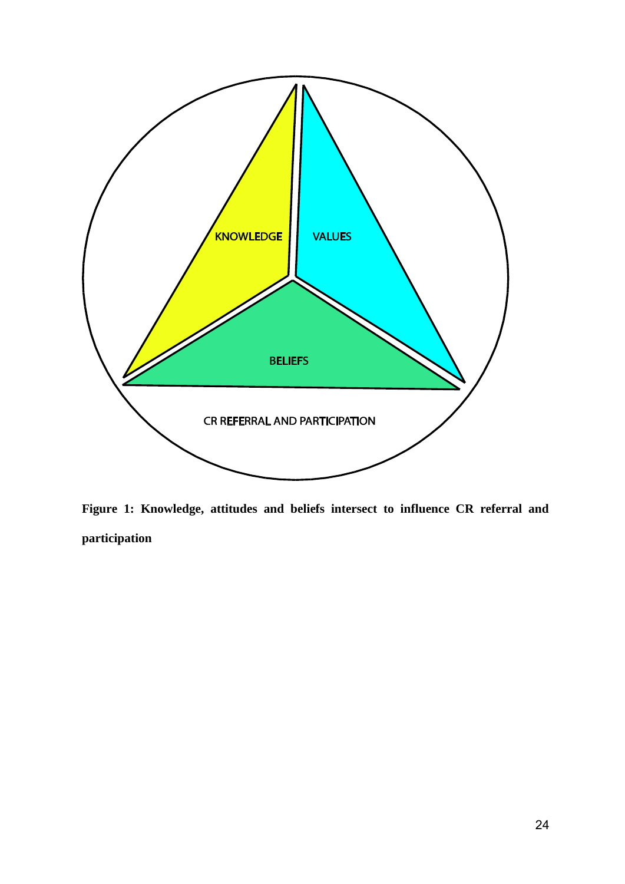KNOWLEDGE

VALUES

BELIEFS

CR REFERRAL AND PARTICIPATION

**Figure 1: Knowledge, attitudes and beliefs intersect to influence CR referral and participation**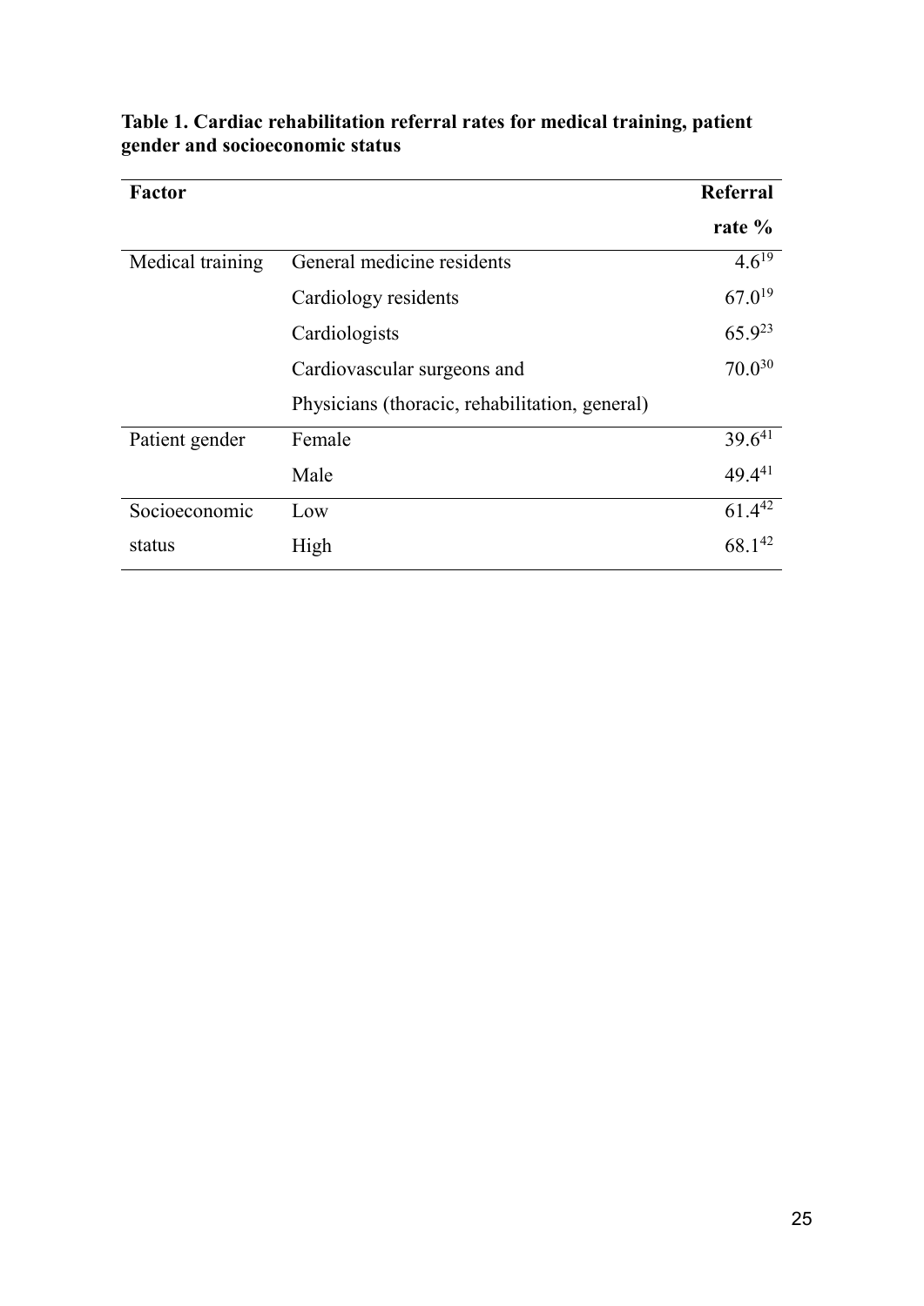**Table 1. Cardiac rehabilitation referral rates for medical training, patient gender and socioeconomic status**

| Factor | | Referral rate % |
|---|---|---|
| Medical training | General medicine residents | 4.6[19] |
| | Cardiology residents | 67.0[19] |
| | Cardiologists | 65.9[23] |
| | Cardiovascular surgeons and Physicians (thoracic, rehabilitation, general) | 70.0[30] |
| Patient gender | Female | 39.6[41] |
| | Male | 49.4[41] |
| Socioeconomic status | Low | 61.4[42] |
| | High | 68.1[42] |